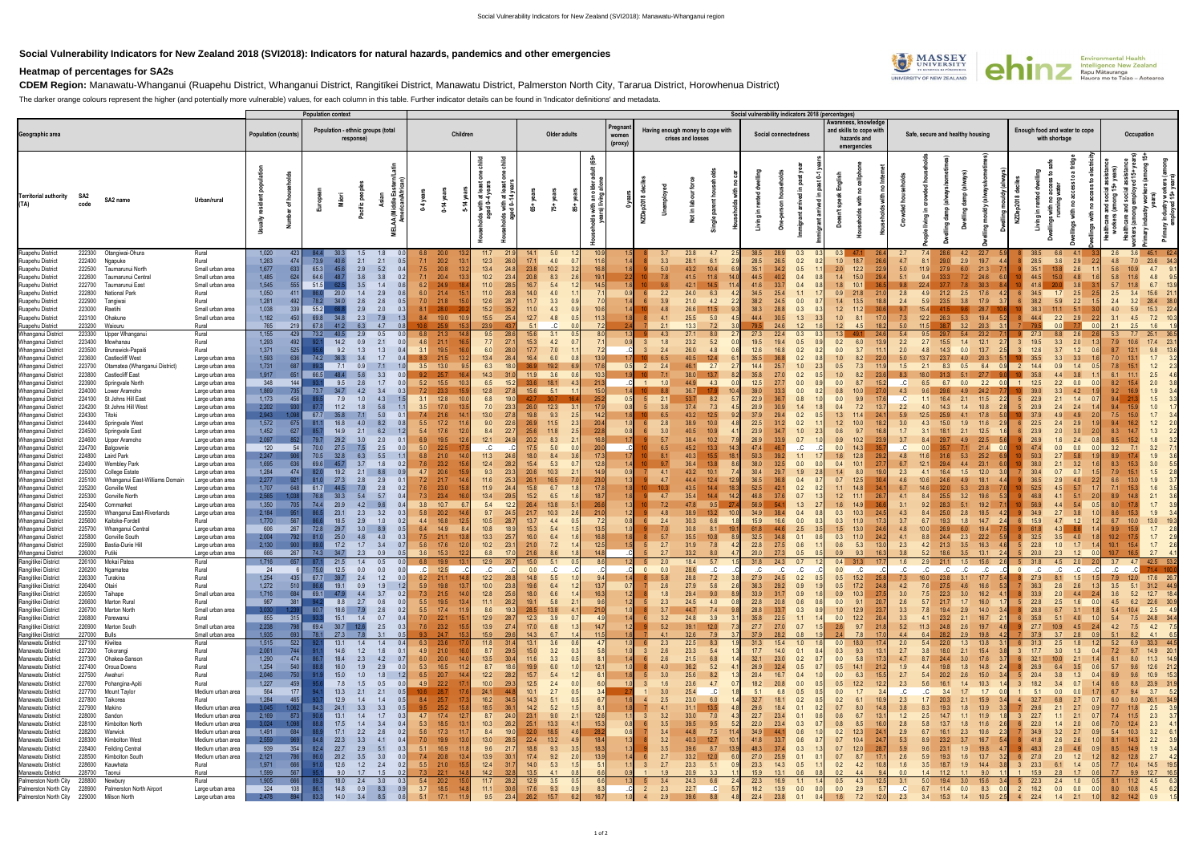# Social Vulnerability Indicators for New Zealand 2018 (SVI2018): Indicators for natural hazards, pandemics and other emergencies

## Heatmap of percentages for SA2s

**CDEM Region:** Manawatu-Whanganui (Ruapehu District, Whanganui District, Rangitīkei District, Manawatu District, Palmerston North City, Tararua District, Horowhenua District)

The darker orange colours represent the higher (and potentially more vulnerable) values, for each column in this table. Further indicator details can be found in 'Indicator definitions' and metadata.

| Geographic area | | | | Population context | | | | | | | | | | | | | | | | | Social vulnerability indicators 2018 (percentages) | | | | | | | | | | | | | | | | | | | | | | | | | | |
|---|---|---|---|---|---|---|---|---|---|---|---|---|---|---|---|---|---|---|---|---|---|---|---|---|---|---|---|---|---|---|---|---|---|---|---|---|---|---|---|---|---|---|---|---|---|---|---|
| | | | | Population (counts) | | Population - ethnic groups (total response) | | | | | Children | | | | | Older adults | | | | Pregnant women (proxy) | Having enough money to cope with crises and losses | | | | | Social connectedness | | | | Awareness, knowledge and skills to cope with hazards and emergencies | | | Safe, secure and healthy housing | | | | | | Enough food and water to cope with shortage | | | | | Occupation | | | |
| Territorial authority (TA) | SA2 code | SA2 name | Urban/rural | Usually resident population | Number of households | European | Māori | Pacific peoples | Asian | MELAA (Middle Eastern/Latin American/African) | 0-4 years | 0-14 years | 5-14 years | Households with at least one child aged 0-4 years | Households with at least one child aged 0-14 years | 65+ years | 75+ years | 85+ years | Households with an older adult (65+ years) living alone | 0 years | NZDep2018 deciles | Unemployed | Not in labour force | Single parent households | Households with no car | Living in rented dwelling | One-person households | Immigrant arrived in past year | Immigrant arrived in past 0-1 years | Doesn't speak English | Households with no cellphone | Households with no Internet | Crowded households | People living in crowded households | Dwelling damp (always/sometimes) | Dwelling damp (always) | Dwelling mouldy (always/sometimes) | Dwelling mouldy (always) | NZDep2018 decile | Living in rented dwelling | Dwellings with no access to safe running water | Dwellings with no access to a fridge | Dwellings with no access to electricity | Healthcare and social assistance workers (among 15+ years) | Healthcare and social assistance workers (among employed 15+ years) | Primary industry workers (among 15+ years) | Primary industry workers (among employed 15+ years) |
| Ruapehu District | 222300 | Otangiwai-Ohura | Rural | 1,020 | 423 | 84.4 | 30.3 | 1.5 | 1.8 | 0.0 | 6.8 | 20.0 | 13.2 | 11.7 | 21.9 | 14.1 | 5.0 | 1.2 | 10.9 | 1.5 | 8 | 3.7 | 23.8 | 4.7 | 2.5 | 38.5 | 28.9 | 0.3 | 0.3 | 0.3 | 47.1 | 26.4 | 2.7 | 7.4 | 28.6 | 4.2 | 22.7 | 5.9 | 8 | 38.5 | 6.6 | 4.1 | 3.3 | 2.6 | 3.6 | 45.1 | 62.4 |
| Ruapehu District | 222400 | Ngapuke | Rural | 1,263 | 474 | 73.9 | 40.6 | 2.1 | 2.1 | 0.5 | 7.1 | 20.2 | 13.1 | 12.3 | 26.0 | 17.1 | 4.0 | 0.7 | 11.6 | 1.4 | 9 | 5.0 | 28.1 | 6.1 | 2.9 | 28.5 | 26.5 | 0.2 | 0.2 | 1.0 | 18.7 | 26.6 | 4.7 | 8.1 | 29.0 | 2.9 | 19.7 | 4.4 | 9 | 28.5 | 3.6 | 2.9 | 2.2 | 4.8 | 7.0 | 23.6 | 34.3 |
| Ruapehu District | 222500 | Taumarunui North | Small urban area | 1,677 | 633 | 65.3 | 45.6 | 2.9 | 5.2 | 0.4 | 7.5 | 20.8 | 13.2 | 13.4 | 24.8 | 23.8 | 10.2 | 3.3 | 16.8 | 1.8 | 9 | 5.0 | 43.2 | 10.4 | 6.9 | 35.1 | 34.2 | 0.5 | 1.1 | 2.0 | 12.2 | 25.0 | 5.0 | 11.9 | 27.9 | 6.0 | 21.3 | 7.1 | 9 | 35.1 | 13.8 | 2.6 | 1.1 | 5.6 | 10.9 | 4.7 | 9.1 |
| Ruapehu District | 222600 | Taumarunui Central | Small urban area | 1,485 | 624 | 64.6 | 48.7 | 3.6 | 3.8 | 0.2 | 7.1 | 20.4 | 13.3 | 10.2 | 23.4 | 20.8 | 8.3 | 2.6 | 19.1 | 2.2 | 10 | 7.8 | 41.5 | 11.6 | 14.0 | 44.5 | 40.2 | 0.4 | 0.8 | 1.4 | 15.0 | 29.4 | 5.1 | 9.4 | 33.3 | 7.2 | 24.6 | 6.0 | 10 | 44.5 | 15.0 | 4.8 | 1.6 | 5.8 | 11.6 | 4.8 | 9.5 |
| Ruapehu District | 222700 | Taumarunui East | Small urban area | 1,545 | 555 | 51.5 | 62.5 | 3.5 | 1.4 | 0.6 | 6.2 | 24.9 | 18.4 | 11.0 | 28.5 | 16.7 | 5.4 | 1.2 | 14.5 | 1.6 | 10 | 9.6 | 42.1 | 14.5 | 11.4 | 41.6 | 33.7 | 0.4 | 0.8 | 1.8 | 10.1 | 36.5 | 9.8 | 22.4 | 37.7 | 7.8 | 30.3 | 8.4 | 10 | 41.6 | 20.0 | 3.8 | 3.1 | 5.7 | 11.8 | 6.7 | 13.9 |
| Ruapehu District | 222800 | National Park | Rural | 1,050 | 411 | 86.0 | 20.0 | 1.4 | 2.9 | 0.6 | 6.0 | 21.4 | 15.1 | 11.0 | 26.8 | 14.0 | 4.0 | 1.1 | 7.1 | 0.9 | 6 | 2.2 | 24.0 | 6.3 | 4.2 | 34.5 | 25.4 | 1.1 | 1.7 | 0.9 | 21.8 | 21.0 | 2.8 | 4.9 | 21.2 | 2.5 | 17.6 | 4.2 | 6 | 34.5 | 1.7 | 2.5 | 2.5 | 2.5 | 3.4 | 15.6 | 21.1 |
| Ruapehu District | 222900 | Tangiwai | Rural | 1,281 | 492 | 78.2 | 34.0 | 2.6 | 2.6 | 0.5 | 7.0 | 21.8 | 15.0 | 12.6 | 28.7 | 11.7 | 3.3 | 0.9 | 7.0 | 1.4 | 6 | 3.9 | 21.0 | 4.2 | 2.2 | 38.2 | 24.5 | 0.0 | 0.7 | 1.4 | 13.5 | 18.8 | 2.4 | 5.9 | 23.5 | 3.8 | 17.9 | 3.7 | 6 | 38.2 | 5.9 | 2.2 | 1.5 | 2.4 | 3.2 | 28.4 | 38.0 |
| Ruapehu District | 223000 | Raetihi | Small urban area | 1,038 | 339 | 55.2 | 66.8 | 2.9 | 2.0 | 0.3 | 8.1 | 28.0 | 20.2 | 15.2 | 35.2 | 11.0 | 4.3 | 0.9 | 10.6 | 1.4 | 10 | 4.8 | 26.6 | 11.5 | 9.3 | 38.3 | 28.8 | 0.3 | 0.3 | 1.2 | 11.2 | 30.6 | 9.7 | 15.4 | 41.5 | 9.6 | 28.7 | 10.6 | 10 | 38.3 | 11.1 | 5.1 | 3.0 | 4.0 | 5.9 | 15.3 | 22.4 |
| Ruapehu District | 223100 | Ohakune | Small urban area | 1,182 | 450 | 69.8 | 34.8 | 2.3 | 7.9 | 1.3 | 8.4 | 19.0 | 10.9 | 15.5 | 25.4 | 12.7 | 4.8 | 0.5 | 11.3 | 1.8 | 8 | 4.1 | 25.5 | 5.0 | 4.5 | 44.4 | 30.5 | 1.3 | 3.3 | 1.0 | 8.1 | 17.0 | 7.3 | 12.2 | 26.3 | 5.3 | 19.4 | 5.2 | 8 | 44.4 | 2.2 | 2.9 | 2.2 | 3.1 | 4.5 | 7.2 | 10.3 |
| Ruapehu District | 223200 | Waiouru | Rural | 765 | 219 | 67.8 | 41.2 | 6.3 | 4.7 | 0.8 | 10.6 | 25.9 | 15.3 | 23.9 | 43.7 | 5.1 | ..C | 0.0 | 7.2 | 2.4 | 7 | 2.1 | 13.3 | 7.2 | 3.0 | 79.5 | 24.6 | 1.2 | 1.6 | 1.2 | 4.5 | 18.2 | 5.0 | 11.5 | 36.7 | 3.2 | 20.3 | 3.1 | 7 | 79.5 | 0.0 | 7.7 | 0.0 | 2.1 | 2.5 | 1.6 | 1.9 |
| Whanganui District | 223300 | Upper Whanganui | Rural | 1,155 | 429 | 73.2 | 40.5 | 2.9 | 0.5 | 0.0 | 6.8 | 21.3 | 14.8 | 9.5 | 28.6 | 15.6 | 3.1 | 0.5 | 8.0 | 1.3 | 9 | 4.3 | 27.1 | 8.0 | 2.7 | 27.3 | 22.4 | 0.3 | 0.3 | 1.3 | 49.1 | 24.6 | 5.4 | 9.5 | 29.7 | 5.4 | 23.2 | 7.1 | 9 | 27.3 | 8.8 | 2.6 | 2.6 | 5.3 | 7.7 | 25.1 | 36.5 |
| Whanganui District | 223400 | Mowhanau | Rural | 1,293 | 492 | 92.1 | 14.2 | 0.9 | 2.1 | 0.0 | 4.6 | 21.1 | 16.5 | 7.7 | 27.1 | 15.3 | 4.2 | 0.7 | 7.1 | 0.9 | 3 | 1.8 | 23.2 | 5.2 | 0.0 | 19.5 | 19.4 | 0.5 | 0.9 | 0.2 | 6.0 | 13.9 | 2.2 | 2.7 | 15.5 | 1.4 | 12.1 | 2.7 | 3 | 19.5 | 3.3 | 2.0 | 1.3 | 7.9 | 10.6 | 17.4 | 23.1 |
| Whanganui District | 223500 | Brunswick-Papaiti | Rural | 1,371 | 525 | 95.6 | 9.2 | 1.3 | 1.3 | 0.4 | 3.1 | 19.5 | 16.0 | 6.0 | 28.0 | 17.7 | 7.0 | 1.1 | 7.2 | ..C | 3 | 2.4 | 26.0 | 4.8 | 0.6 | 12.6 | 16.8 | 0.2 | 0.2 | 0.0 | 3.7 | 11.1 | 2.0 | 4.8 | 14.3 | 0.0 | 13.7 | 2.5 | 3 | 12.6 | 3.7 | 1.2 | 0.6 | 8.7 | 12.1 | 9.8 | 13.6 |
| Whanganui District | 223600 | Castlecliff West | Large urban area | 1,593 | 636 | 74.2 | 38.3 | 3.4 | 1.7 | 0.4 | 8.3 | 21.5 | 13.2 | 13.4 | 26.4 | 16.4 | 6.0 | 0.8 | 13.9 | 1.7 | 10 | 6.5 | 40.5 | 12.4 | 6.1 | 35.5 | 36.8 | 0.2 | 0.8 | 1.0 | 8.2 | 22.0 | 5.0 | 13.7 | 23.7 | 4.0 | 20.3 | 5.1 | 10 | 35.5 | 3.3 | 3.3 | 1.6 | 7.0 | 13.1 | 1.7 | 3.2 |
| Whanganui District | 223700 | Otamatea (Whanganui District) | Large urban area | 1,731 | 687 | 89.3 | 7.1 | 0.9 | 7.1 | 1.1 | 3.5 | 13.0 | 9.5 | 6.3 | 18.0 | 36.9 | 19.2 | 6.9 | 17.6 | 0.5 | 2 | 2.4 | 46.1 | 2.7 | 2.7 | 14.4 | 25.7 | 1.0 | 2.3 | 0.5 | 7.3 | 11.9 | 1.5 | 2.1 | 8.3 | 0.5 | 6.4 | 0.9 | 2 | 14.4 | 0.9 | 1.4 | 0.5 | 7.8 | 15.1 | 1.2 | 2.3 |
| Whanganui District | 223800 | Castlecliff East | Large urban area | 1,917 | 651 | 66.5 | 48.4 | 5.6 | 3.3 | 0.0 | 9.2 | 25.7 | 16.4 | 14.3 | 31.0 | 11.9 | 3.6 | 0.6 | 10.3 | 1.9 | 10 | 7.1 | 38.0 | 13.7 | 8.2 | 35.8 | 27.0 | 0.2 | 0.5 | 1.0 | 8.2 | 23.6 | 8.3 | 18.0 | 31.3 | 5.1 | 27.7 | 9.0 | 10 | 35.8 | 4.4 | 3.8 | 1.1 | 6.1 | 11.1 | 2.5 | 4.6 |
| Whanganui District | 223900 | Springvale North | Large urban area | 348 | 144 | 93.1 | 9.5 | 2.6 | 1.7 | 0.0 | 5.2 | 15.5 | 10.3 | 6.5 | 15.2 | 33.6 | 18.1 | 4.3 | 21.3 | ..C | 1 | 1.0 | 44.9 | 4.3 | 0.0 | 12.5 | 27.7 | 0.0 | 0.9 | 0.0 | 8.7 | 15.2 | ..C | 6.5 | 6.7 | 0.0 | 2.2 | 0.0 | 1 | 12.5 | 2.2 | 0.0 | 0.0 | 8.2 | 15.4 | 2.0 | 3.8 |
| Whanganui District | 224000 | Lower Aramoho | Large urban area | 1,869 | 735 | 73.7 | 34.7 | 4.2 | 3.4 | 0.3 | 7.2 | 23.3 | 15.9 | 12.8 | 27.8 | 15.6 | 5.1 | 1.1 | 15.0 | 1.4 | 10 | 8.8 | 36.7 | 17.9 | 10.4 | 39.0 | 33.3 | 0.0 | 0.2 | 0.8 | 10.0 | 27.0 | 4.3 | 9.6 | 29.6 | 4.9 | 24.2 | 7.7 | 10 | 39.0 | 3.3 | 4.2 | 1.9 | 9.2 | 16.9 | 1.9 | 3.4 |
| Whanganui District | 224100 | St Johns Hill East | Large urban area | 1,173 | 456 | 89.5 | 7.9 | 1.0 | 4.3 | 1.5 | 3.1 | 12.8 | 10.0 | 6.8 | 19.0 | 42.7 | 30.7 | 16.4 | 25.2 | 0.5 | 2 | 2.1 | 53.7 | 8.2 | 5.7 | 22.9 | 36.7 | 0.8 | 1.0 | 0.0 | 9.9 | 17.6 | ..C | 1.1 | 16.4 | 2.1 | 11.5 | 2.2 | 2 | 22.9 | 2.1 | 1.4 | 0.7 | 9.4 | 21.3 | 1.5 | 3.3 |
| Whanganui District | 224200 | St Johns Hill West | Large urban area | 2,202 | 930 | 87.7 | 11.2 | 1.8 | 5.6 | 1.1 | 3.5 | 17.0 | 13.5 | 7.0 | 23.3 | 26.0 | 12.3 | 3.1 | 17.9 | 0.8 | 5 | 3.6 | 37.4 | 7.3 | 4.5 | 20.9 | 30.9 | 1.4 | 1.8 | 0.4 | 7.2 | 13.7 | 2.2 | 4.0 | 14.3 | 1.4 | 10.8 | 2.8 | 5 | 20.9 | 2.4 | 2.4 | 1.4 | 9.4 | 15.9 | 1.0 | 1.7 |
| Whanganui District | 224300 | Titoki | Large urban area | 2,943 | 1,098 | 67.7 | 36.8 | 7.1 | 5.0 | 0.1 | 7.4 | 21.6 | 14.1 | 13.0 | 27.8 | 19.8 | 9.3 | 2.5 | 14.2 | 1.6 | 10 | 6.5 | 43.2 | 12.5 | 9.2 | 37.9 | 29.4 | 0.2 | 0.5 | 1.3 | 11.4 | 28.1 | 5.9 | 12.5 | 25.8 | 4.1 | 17.8 | 5.0 | 10 | 37.9 | 4.9 | 4.9 | 1.9 | 7.0 | 15.0 | 1.7 | 3.4 |
| Whanganui District | 224400 | Springvale West | Large urban area | 1,572 | 675 | 91.1 | 16.8 | 4.0 | 8.2 | 0.8 | 5.5 | 17.2 | 11.6 | 9.0 | 22.6 | 26.9 | 11.5 | 2.3 | 20.4 | 1.0 | 6 | 2.8 | 38.9 | 10.0 | 4.8 | 22.5 | 31.2 | 0.2 | 1.1 | 1.2 | 10.0 | 18.2 | 3.0 | 4.3 | 15.0 | 1.9 | 11.6 | 2.9 | 6 | 22.5 | 2.4 | 2.9 | 1.9 | 9.4 | 16.2 | 1.2 | 2.0 |
| Whanganui District | 224500 | Springvale East | Large urban area | 1,452 | 627 | 85.7 | 14.9 | 2.1 | 6.2 | 1.2 | 5.4 | 17.6 | 12.0 | 8.4 | 22.7 | 25.6 | 11.8 | 2.5 | 22.8 | 0.8 | 6 | 3.0 | 40.5 | 10.9 | 4.1 | 23.9 | 34.7 | 1.0 | 1.6 | 0.6 | 9.7 | 16.7 | 1.7 | 3.1 | 18.1 | 2.1 | 12.5 | 1.6 | 6 | 23.9 | 2.0 | 3.0 | 2.0 | 8.3 | 14.7 | 1.3 | 2.2 |
| Whanganui District | 224600 | Upper Aramoho | Large urban area | 2,097 | 852 | 79.7 | 29.2 | 3.0 | 2.0 | 0.1 | 6.9 | 19.5 | 12.6 | 12.1 | 24.9 | 20.2 | 8.3 | 2.1 | 16.8 | 1.7 | 9 | 5.7 | 38.4 | 10.2 | 7.9 | 26.9 | 33.9 | 0.7 | 1.0 | 0.9 | 10.2 | 23.9 | 3.7 | 8.4 | 29.7 | 4.9 | 22.5 | 5.8 | 9 | 26.9 | 1.6 | 2.4 | 0.8 | 8.5 | 15.2 | 1.8 | 3.2 |
| Whanganui District | 224700 | Balgownie | Large urban area | 120 | 54 | 70.0 | 27.5 | 7.5 | 2.5 | 0.0 | 5.0 | 22.5 | 17.5 | ..C | ..C | 17.5 | 5.0 | 0.0 | 20.0 | ..C | 10 | 6.5 | 45.2 | 13.3 | 14.3 | 47.4 | 46.7 | ..C | ..C | 0.0 | 10.0 | 35.7 | ..C | 0.0 | 35.7 | 7.1 | 21.4 | 0.0 | 10 | 47.4 | 0.0 | 0.0 | 0.0 | 3.2 | 7.1 | 3.2 | 7.1 |
| Whanganui District | 224800 | Laird Park | Large urban area | 2,247 | 906 | 70.5 | 32.8 | 6.3 | 5.5 | 1.1 | 6.8 | 21.0 | 14.0 | 11.3 | 24.6 | 18.0 | 8.4 | 3.6 | 17.3 | 1.7 | 10 | 8.1 | 40.3 | 15.5 | 18.1 | 50.3 | 39.2 | 1.1 | 1.7 | 1.6 | 12.8 | 29.2 | 4.8 | 11.6 | 31.6 | 5.3 | 25.2 | 6.9 | 10 | 50.3 | 2.7 | 5.8 | 1.9 | 8.9 | 17.4 | 1.9 | 3.6 |
| Whanganui District | 224900 | Wembley Park | Large urban area | 1,695 | 636 | 69.6 | 45.7 | 3.7 | 1.6 | 0.2 | 7.6 | 23.2 | 15.6 | 12.4 | 28.2 | 15.4 | 5.3 | 0.7 | 12.8 | 1.4 | 10 | 9.7 | 36.4 | 13.8 | 8.6 | 38.0 | 32.5 | 0.0 | 0.0 | 0.4 | 10.1 | 27.7 | 6.7 | 12.1 | 29.4 | 4.4 | 23.1 | 6.0 | 10 | 38.0 | 2.1 | 3.2 | 1.6 | 8.3 | 15.3 | 3.0 | 5.5 |
| Whanganui District | 225000 | College Estate | Large urban area | 1,284 | 474 | 82.0 | 19.2 | 2.1 | 8.6 | 0.9 | 4.7 | 20.6 | 15.9 | 9.3 | 23.3 | 20.6 | 10.3 | 2.1 | 14.9 | 0.9 | 7 | 4.1 | 43.2 | 10.1 | 7.4 | 30.4 | 29.7 | 1.9 | 2.8 | 1.4 | 8.0 | 19.0 | 2.3 | 4.1 | 16.4 | 1.5 | 12.0 | 3.0 | 7 | 30.4 | 0.7 | 0.7 | 1.5 | 7.9 | 15.1 | 1.5 | 2.8 |
| Whanganui District | 225100 | Whanganui East-Williams Domain | Large urban area | 2,277 | 921 | 81.0 | 27.3 | 2.8 | 2.9 | 0.1 | 7.2 | 21.7 | 14.6 | 11.6 | 25.3 | 26.1 | 16.5 | 7.0 | 23.0 | 1.3 | 9 | 4.7 | 44.4 | 12.4 | 12.9 | 36.5 | 36.8 | 0.4 | 0.7 | 0.7 | 12.5 | 30.4 | 4.6 | 10.6 | 24.8 | 4.9 | 18.1 | 4.4 | 9 | 36.5 | 2.9 | 4.0 | 2.2 | 6.6 | 13.0 | 1.9 | 3.7 |
| Whanganui District | 225200 | Gonville West | Large urban area | 1,707 | 648 | 61.7 | 44.5 | 7.0 | 2.8 | 0.2 | 7.6 | 23.0 | 15.8 | 11.9 | 24.4 | 15.8 | 6.7 | 1.8 | 17.8 | 1.8 | 10 | 10.3 | 43.5 | 14.4 | 18.3 | 52.5 | 42.1 | 0.2 | 0.2 | 1.1 | 14.8 | 34.1 | 6.7 | 14.6 | 32.0 | 5.3 | 23.8 | 7.0 | 10 | 52.5 | 4.5 | 5.7 | 1.7 | 7.1 | 15.3 | 1.6 | 3.5 |
| Whanganui District | 225300 | Gonville North | Large urban area | 2,565 | 1,038 | 78.8 | 30.3 | 5.4 | 5.7 | 0.4 | 7.3 | 23.4 | 16.0 | 13.4 | 29.5 | 15.2 | 6.5 | 1.6 | 18.7 | 1.8 | 10 | 4.7 | 35.4 | 14.4 | 14.2 | 46.8 | 37.6 | 0.7 | 1.3 | 1.2 | 11.1 | 26.7 | 4.1 | 8.4 | 25.5 | 3.2 | 19.6 | 5.3 | 10 | 46.8 | 4.1 | 5.1 | 2.0 | 8.9 | 14.8 | 2.1 | 3.6 |
| Whanganui District | 225400 | Cornmarket | Large urban area | 1,350 | 705 | 74.4 | 20.9 | 4.2 | 9.6 | 0.4 | 3.8 | 10.7 | 6.7 | 5.4 | 12.2 | 28.6 | 13.8 | 5.1 | 26.6 | 1.3 | 10 | 7.2 | 47.8 | 9.5 | 27.4 | 56.9 | 54.3 | 1.3 | 2.7 | 1.6 | 14.9 | 36.6 | 3.1 | 9.2 | 28.3 | 5.1 | 19.2 | 7.1 | 10 | 56.9 | 4.4 | 5.4 | 0.5 | 9.0 | 17.8 | 1.7 | 3.3 |
| Whanganui District | 225500 | Whanganui East-Riverlands | Large urban area | 2,184 | 951 | 86.5 | 23.1 | 2.3 | 3.2 | 0.3 | 5.8 | 20.2 | 14.6 | 9.7 | 24.5 | 21.7 | 10.3 | 2.6 | 21.0 | 1.2 | 8 | 4.8 | 38.9 | 13.2 | 10.0 | 34.9 | 38.4 | 0.4 | 0.8 | 0.3 | 10.3 | 24.5 | 4.3 | 8.4 | 25.0 | 2.8 | 18.5 | 4.2 | 8 | 34.9 | 2.7 | 3.8 | 1.0 | 8.6 | 15.3 | 1.9 | 3.4 |
| Whanganui District | 225600 | Kaitoke-Fordell | Rural | 1,770 | 567 | 86.6 | 18.5 | 2.9 | 1.0 | 0.2 | 4.4 | 16.8 | 12.5 | 10.5 | 28.7 | 13.7 | 4.4 | 0.5 | 7.2 | 0.8 | 6 | 2.4 | 30.3 | 6.6 | 1.6 | 15.9 | 16.6 | 0.0 | 0.3 | 0.3 | 11.0 | 17.3 | 3.7 | 6.7 | 19.3 | 1.8 | 14.7 | 2.4 | 6 | 15.9 | 4.7 | 1.2 | 1.2 | 6.7 | 10.0 | 13.0 | 19.3 |
| Whanganui District | 225700 | Whanganui Central | Large urban area | 606 | 267 | 72.8 | 29.7 | 3.0 | 8.9 | 0.5 | 6.4 | 14.9 | 8.4 | 10.8 | 18.9 | 15.3 | 5.4 | 1.5 | 13.5 | 1.0 | 10 | 7.0 | 30.8 | 8.1 | 19.1 | 61.8 | 44.6 | 2.5 | 3.5 | 1.5 | 13.0 | 24.6 | 4.8 | 10.0 | 26.9 | 6.0 | 19.4 | 7.5 | 10 | 61.8 | 4.3 | 8.6 | 1.1 | 9.9 | 15.9 | 1.7 | 2.8 |
| Whanganui District | 225800 | Gonville South | Large urban area | 2,004 | 792 | 81.0 | 25.0 | 4.6 | 4.0 | 0.3 | 7.5 | 21.1 | 13.8 | 13.3 | 25.7 | 16.0 | 6.4 | 1.6 | 16.8 | 1.6 | 8 | 5.9 | 35.5 | 10.8 | 8.9 | 32.5 | 34.8 | 0.1 | 0.6 | 0.3 | 11.0 | 24.2 | 4.1 | 8.8 | 24.4 | 2.3 | 22.2 | 5.0 | 8 | 32.5 | 3.5 | 4.0 | 1.8 | 10.2 | 17.5 | 1.7 | 2.9 |
| Whanganui District | 225900 | Bastia-Durie Hill | Large urban area | 2,130 | 900 | 89.0 | 17.2 | 1.7 | 3.4 | 0.7 | 5.6 | 17.6 | 12.0 | 10.2 | 23.1 | 21.0 | 7.2 | 1.4 | 12.5 | 1.5 | 5 | 2.7 | 31.9 | 7.8 | 4.2 | 22.8 | 27.5 | 0.6 | 1.1 | 0.6 | 5.3 | 13.0 | 2.3 | 4.2 | 21.3 | 3.5 | 16.3 | 4.6 | 5 | 22.8 | 1.0 | 1.7 | 1.4 | 10.1 | 15.4 | 1.7 | 2.6 |
| Whanganui District | 226000 | Putiki | Large urban area | 666 | 267 | 74.3 | 34.7 | 2.3 | 0.9 | 0.5 | 3.6 | 15.3 | 12.2 | 6.8 | 17.0 | 21.6 | 8.6 | 1.8 | 14.8 | ..C | 5 | 2.7 | 33.2 | 8.0 | 4.7 | 20.0 | 27.3 | 0.5 | 0.5 | 0.9 | 9.3 | 16.3 | 3.8 | 5.2 | 18.6 | 3.5 | 13.1 | 2.4 | 5 | 20.0 | 2.3 | 1.2 | 0.0 | 10.7 | 16.5 | 2.7 | 4.1 |
| Rangitikei District | 226100 | Mokai Patea | Rural | 1,716 | 657 | 87.1 | 21.5 | 1.4 | 0.5 | 0.0 | 6.8 | 19.9 | 13.1 | 12.9 | 26.7 | 15.0 | 5.1 | 0.5 | 8.6 | 1.2 | 5 | 2.0 | 18.4 | 5.7 | 1.5 | 31.8 | 24.3 | 0.7 | 1.2 | 0.4 | 31.3 | 17.7 | 1.6 | 2.9 | 21.1 | 1.5 | 15.6 | 2.6 | 5 | 31.8 | 4.5 | 2.0 | 1.0 | 3.7 | 4.7 | 42.5 | 53.2 |
| Rangitikei District | 226200 | Ngamatea | Rural | 24 | 6 | 75.0 | 12.5 | 0.0 | 0.0 | 0.0 | ..C | 12.5 | ..C | ..C | ..C | 0.0 | ..C | ..C | 0.0 | ..C | 6 | 0.0 | 28.6 | ..C | ..C | ..C | ..C | ..C | ..C | 0.0 | ..C | ..C | ..C | ..C | ..C | ..C | ..C | ..C | 6 | ..C | ..C | ..C | ..C | 0.0 | 0.0 | 71.4 | 100.0 |
| Rangitikei District | 226300 | Turakina | Rural | 1,254 | 435 | 67.7 | 39.7 | 2.4 | 1.2 | 0.0 | 6.2 | 21.1 | 14.8 | 12.2 | 28.8 | 14.8 | 5.5 | 1.0 | 9.4 | 1.4 | 8 | 5.8 | 28.8 | 7.2 | 3.8 | 27.9 | 24.5 | 0.2 | 0.5 | 0.5 | 15.2 | 25.8 | 7.3 | 16.0 | 23.8 | 3.1 | 17.7 | 5.4 | 8 | 27.9 | 8.1 | 1.5 | 1.5 | 7.9 | 12.0 | 17.6 | 26.7 |
| Rangitikei District | 226400 | Otairi | Rural | 1,272 | 510 | 88.2 | 19.1 | 0.9 | 1.9 | 1.2 | 5.9 | 19.8 | 13.7 | 10.0 | 23.8 | 19.6 | 6.4 | 1.2 | 13.7 | 0.7 | 7 | 2.6 | 27.9 | 5.6 | 2.6 | 36.3 | 29.2 | 0.9 | 1.9 | 0.5 | 17.2 | 24.8 | 4.2 | 7.6 | 27.5 | 4.6 | 16.6 | 5.3 | 7 | 36.3 | 2.6 | 2.6 | 1.3 | 3.5 | 5.1 | 31.2 | 44.9 |
| Rangitikei District | 226500 | Taihape | Small urban area | 1,716 | 684 | 69.1 | 47.9 | 4.4 | 3.7 | 0.2 | 7.3 | 21.5 | 14.0 | 12.8 | 25.6 | 18.0 | 6.6 | 1.4 | 16.3 | 1.2 | 10 | 6.4 | 38.3 | 13.1 | 8.8 | 33.9 | 31.7 | 0.0 | 1.0 | 0.9 | 10.3 | 27.1 | 5.0 | 7.5 | 22.3 | 3.0 | 18.2 | 4.1 | 10 | 33.9 | 2.0 | 4.4 | 2.4 | 3.6 | 5.2 | 12.7 | 18.4 |
| Rangitikei District | 226600 | Marton Rural | Rural | 987 | 381 | 94.2 | 8.8 | 2.7 | 0.6 | 0.0 | 5.5 | 19.5 | 13.4 | 11.1 | 26.2 | 19.1 | 5.8 | 2.1 | 9.6 | 1.2 | 5 | 2.3 | 24.5 | 4.0 | 0.8 | 22.8 | 20.8 | 0.6 | 0.6 | 0.0 | 9.1 | 20.7 | 2.6 | 5.7 | 21.7 | 1.7 | 16.0 | 1.7 | 5 | 22.8 | 2.5 | 1.6 | 0.0 | 4.5 | 6.2 | 22.6 | 30.9 |
| Rangitikei District | 226700 | Marton North | Small urban area | 3,030 | 1,239 | 80.7 | 18.6 | 7.9 | 2.6 | 0.2 | 5.5 | 17.4 | 11.9 | 8.6 | 19.3 | 28.5 | 13.8 | 4.1 | 21.0 | 1.0 | 9 | 3.7 | 44.7 | 7.4 | 9.8 | 28.8 | 33.7 | 0.3 | 0.9 | 1.0 | 12.9 | 23.7 | 3.3 | 7.8 | 19.4 | 2.9 | 14.0 | 3.4 | 9 | 28.8 | 6.7 | 1.1 | 1.8 | 5.4 | 10.4 | 2.5 | 4.9 |
| Rangitikei District | 226800 | Parewanui | Rural | 855 | 315 | 93.0 | 15.1 | 1.4 | 0.7 | 0.4 | 7.0 | 22.1 | 15.1 | 12.9 | 28.7 | 12.3 | 3.9 | 0.7 | 4.9 | 1.4 | 4 | 3.2 | 24.8 | 3.9 | 3.1 | 35.8 | 22.5 | 1.1 | 1.4 | 0.0 | 12.2 | 20.4 | 3.3 | 4.1 | 23.2 | 2.1 | 16.7 | 2.1 | 4 | 35.8 | 5.1 | 4.1 | 2.0 | 5.4 | 7.5 | 24.8 | 34.4 |
| Rangitikei District | 226900 | Marton South | Small urban area | 2,238 | 798 | 69.4 | 30.7 | 12.8 | 2.5 | 0.3 | 7.6 | 23.2 | 15.6 | 13.9 | 27.4 | 17.0 | 6.2 | 1.3 | 14.7 | 1.2 | 9 | 5.2 | 39.1 | 12.0 | 7.3 | 27.7 | 27.0 | 0.7 | 1.5 | 2.6 | 9.7 | 21.8 | 5.2 | 11.3 | 24.8 | 2.6 | 19.7 | 4.8 | 9 | 27.7 | 10.9 | 4.5 | 2.4 | 4.2 | 7.5 | 4.2 | 7.5 |
| Rangitikei District | 227000 | Bulls | Small urban area | 1,935 | 693 | 78.1 | 27.3 | 7.8 | 3.1 | 0.5 | 9.3 | 24.7 | 15.3 | 15.9 | 29.6 | 14.3 | 6.7 | 1.4 | 11.5 | 1.6 | 7 | 4.1 | 32.6 | 7.9 | 3.7 | 37.9 | 28.2 | 0.8 | 1.9 | 2.4 | 7.8 | 17.0 | 4.4 | 6.4 | 28.2 | 2.9 | 19.8 | 4.2 | 7 | 37.9 | 3.7 | 2.8 | 0.9 | 5.1 | 8.2 | 4.1 | 6.5 |
| Manawatu District | 227100 | Kiwitea | Rural | 1,515 | 522 | 92.1 | 13.1 | 1.4 | 1.4 | 0.4 | 6.3 | 23.6 | 17.0 | 11.8 | 31.4 | 13.1 | 3.6 | 0.6 | 4.7 | 1.0 | 4 | 2.3 | 22.5 | 8.3 | 1.9 | 31.3 | 15.4 | 1.0 | 1.6 | 0.0 | 18.0 | 17.4 | 2.0 | 5.4 | 22.0 | 1.3 | 13.0 | 3.6 | 4 | 31.3 | 2.5 | 1.0 | 1.2 | 5.2 | 6.9 | 33.3 | 44.5 |
| Manawatu District | 227200 | Tokorangi | Rural | 2,061 | 744 | 91.1 | 14.6 | 1.2 | 1.6 | 0.1 | 4.9 | 21.0 | 16.0 | 8.7 | 29.5 | 15.0 | 3.2 | 0.3 | 5.8 | 1.0 | 3 | 2.0 | 23.3 | 5.4 | 1.3 | 17.7 | 14.0 | 1.3 | 0.4 | 0.4 | 9.8 | 9.2 | 2.7 | 3.8 | 18.0 | 2.1 | 15.4 | 3.8 | 3 | 17.7 | 0.8 | 1.3 | 0.4 | 7.2 | 9.7 | 14.9 | 20.1 |
| Manawatu District | 227300 | Ohakea-Sanson | Rural | 1,290 | 474 | 86.7 | 18.4 | 2.3 | 4.2 | 0.7 | 6.0 | 20.0 | 14.0 | 13.5 | 30.4 | 11.6 | 3.3 | 0.5 | 6.6 | 1.4 | 4 | 2.6 | 21.5 | 6.8 | 1.4 | 32.1 | 23.0 | 0.2 | 0.7 | 0.0 | 5.8 | 17.3 | 4.7 | 8.7 | 24.4 | 3.0 | 17.6 | 2.6 | 4 | 32.1 | 10.0 | 2.1 | 1.4 | 6.1 | 8.0 | 11.5 | 15.0 |
| Manawatu District | 227400 | Oroua Downs | Rural | 1,254 | 540 | 88.8 | 16.0 | 1.9 | 2.9 | 0.0 | 5.3 | 16.5 | 11.2 | 8.7 | 18.6 | 19.9 | 6.0 | 1.0 | 12.1 | 1.0 | 4 | 4.0 | 36.2 | 5.2 | 4.1 | 26.9 | 32.4 | 0.5 | 0.7 | 0.5 | 14.1 | 21.2 | 1.9 | 4.4 | 19.8 | 1.8 | 14.8 | 2.4 | 4 | 26.9 | 6.4 | 3.5 | 0.6 | 5.7 | 9.6 | 12.6 | 21.2 |
| Manawatu District | 227500 | Awahuri | Rural | 2,046 | 750 | 91.9 | 15.0 | 1.0 | 1.8 | 1.2 | 6.5 | 20.7 | 14.2 | 12.2 | 28.2 | 15.7 | 5.4 | 1.2 | 6.1 | 1.6 | 3 | 2.6 | 25.6 | 8.2 | 1.6 | 20.4 | 16.7 | 0.4 | 1.0 | 0.4 | 6.3 | 15.5 | 2.7 | 5.4 | 20.2 | 2.6 | 15.0 | 3.4 | 3 | 20.4 | 3.8 | 1.3 | 0.4 | 6.9 | 9.6 | 10.9 | 15.3 |
| Manawatu District | 227600 | Pohangina-Apiti | Rural | 1,227 | 459 | 95.6 | 7.8 | 1.5 | 0.5 | 0.0 | 4.9 | 22.2 | 17.1 | 10.0 | 29.3 | 12.5 | 2.4 | 0.0 | 6.7 | 1.0 | 3 | 1.6 | 23.6 | 4.7 | 0.7 | 18.2 | 20.8 | 0.0 | 0.5 | 0.0 | 12.2 | 12.2 | 2.3 | 5.6 | 16.1 | 1.4 | 10.3 | 1.4 | 3 | 18.2 | 3.4 | 0.7 | 1.4 | 6.6 | 8.8 | 23.9 | 31.9 |
| Manawatu District | 227700 | Mount Taylor | Medium urban area | 564 | 177 | 94.1 | 13.3 | 2.1 | 2.1 | 0.5 | 10.6 | 26.7 | 17.6 | 24.1 | 44.8 | 10.1 | 2.7 | 0.5 | 3.4 | 2.7 | 1 | 3.0 | 25.4 | ..C | 1.8 | 5.1 | 6.8 | 0.5 | 0.5 | 0.0 | 0.0 | 3.7 | ..C | ..C | 3.4 | 1.7 | 1.7 | 0.0 | 1 | 5.1 | 0.0 | 0.0 | 1.7 | 6.7 | 9.4 | 3.7 | 5.2 |
| Manawatu District | 227800 | Taikorea | Rural | 1,284 | 465 | 93.7 | 12.9 | 1.4 | 1.4 | 0.5 | 8.4 | 25.7 | 17.3 | 16.2 | 34.5 | 14.3 | 5.1 | 0.5 | 6.7 | 1.6 | 3 | 2.5 | 23.6 | 6.0 | 1.3 | 32.7 | 18.1 | 0.2 | 0.5 | 0.2 | 6.1 | 10.9 | 2.3 | 1.7 | 20.3 | 2.1 | 15.9 | 3.4 | 3 | 32.7 | 6.8 | 2.7 | 0.7 | 6.0 | 8.0 | 26.5 | 35.3 |
| Manawatu District | 227900 | Makino | Medium urban area | 3,045 | 1,062 | 84.3 | 24.1 | 3.3 | 3.3 | 0.5 | 9.5 | 25.2 | 15.8 | 18.5 | 36.1 | 14.2 | 5.2 | 1.5 | 8.0 | 1.8 | 7 | 4.1 | 31.1 | 13.5 | 4.8 | 29.6 | 18.4 | 0.1 | 0.2 | 0.7 | 8.0 | 14.8 | 3.8 | 8.3 | 19.3 | 1.8 | 13.9 | 3.3 | 7 | 29.6 | 2.1 | 2.1 | 0.7 | 7.7 | 11.8 | 2.5 | 3.9 |
| Manawatu District | 228000 | Sandon | Medium urban area | 2,169 | 873 | 90.8 | 13.1 | 1.4 | 1.7 | 0.3 | 4.7 | 17.4 | 12.7 | 8.7 | 24.0 | 23.1 | 9.0 | 2.1 | 12.6 | 0.8 | 5 | 3.2 | 33.0 | 7.0 | 3.4 | 22.7 | 23.4 | 0.1 | 0.8 | 0.6 | 6.7 | 13.1 | 1.2 | 2.5 | 14.7 | 1.1 | 11.9 | 1.8 | 5 | 22.7 | 2.2 | 1.1 | 0.7 | 7.4 | 11.5 | 2.3 | 3.7 |
| Manawatu District | 228100 | Kimbolton North | Medium urban area | 3,024 | 1,098 | 88.8 | 17.5 | 1.4 | 3.4 | 0.4 | 7.2 | 24.3 | 17.1 | 13.5 | 31.3 | 17.3 | 6.6 | 1.6 | 8.8 | 1.7 | 4 | 3.5 | 28.3 | 8.7 | 2.3 | 22.1 | 20.7 | 0.3 | 0.8 | 0.5 | 10.8 | 12.5 | 3.3 | 7.4 | 19.2 | 1.6 | 11.9 | 2.3 | 4 | 22.1 | 2.8 | 1.0 | 0.8 | 8.1 | 11.6 | 2.3 | 3.3 |
| Manawatu District | 228200 | Warwick | Medium urban area | 1,491 | 684 | 88.9 | 17.1 | 2.2 | 2.6 | 0.2 | 5.6 | 17.3 | 11.7 | 8.4 | 19.0 | 32.0 | 18.5 | 4.6 | 28.2 | 0.8 | 7 | 3.4 | 44.8 | 7.5 | 11.4 | 34.9 | 44.1 | 0.6 | 1.0 | 0.2 | 12.3 | 24.1 | 2.9 | 6.7 | 16.1 | 2.3 | 10.6 | 2.3 | 7 | 34.9 | 3.2 | 2.7 | 0.9 | 5.4 | 10.3 | 3.2 | 6.1 |
| Manawatu District | 228300 | Kimbolton West | Medium urban area | 2,559 | 969 | 84.4 | 21.9 | 3.3 | 4.1 | 0.4 | 7.0 | 19.9 | 13.0 | 13.0 | 28.5 | 22.4 | 13.2 | 4.9 | 18.4 | 1.4 | 6 | 3.2 | 40.3 | 12.7 | 10.1 | 41.8 | 33.7 | 0.6 | 0.7 | 0.8 | 10.4 | 24.7 | 5.3 | 8.9 | 23.2 | 3.7 | 16.7 | 5.0 | 6 | 41.8 | 2.6 | 2.6 | 1.0 | 7.0 | 12.3 | 2.2 | 3.8 |
| Manawatu District | 228400 | Feilding Central | Medium urban area | 939 | 354 | 82.4 | 22.7 | 2.9 | 5.1 | 0.3 | 5.1 | 16.9 | 11.8 | 9.6 | 21.7 | 18.8 | 9.3 | 3.5 | 18.6 | 1.3 | 8 | 3.5 | 39.6 | 8.7 | 13.9 | 48.3 | 37.4 | 0.3 | 1.3 | 0.9 | 12.0 | 28.0 | 5.9 | 9.6 | 23.1 | 1.9 | 19.8 | 4.7 | 8 | 48.3 | 2.8 | 4.1 | 1.4 | 6.2 | 10.3 | 2.6 | 4.3 |
| Manawatu District | 228500 | Kimbolton South | Medium urban area | 2,121 | 786 | 86.0 | 20.2 | 3.5 | 3.0 | 0.0 | 7.4 | 20.8 | 13.4 | 13.9 | 30.1 | 17.6 | 9.0 | 2.9 | 13.9 | 1.4 | 6 | 2.7 | 33.2 | 12.0 | 6.0 | 27.0 | 25.9 | 0.1 | 0.3 | 0.7 | 8.7 | 17.1 | 2.6 | 5.9 | 19.3 | 1.6 | 13.7 | 2.6 | 6 | 27.0 | 2.0 | 1.2 | 0.0 | 8.2 | 12.8 | 2.7 | 4.2 |
| Manawatu District | 228600 | Kauwhata | Rural | 1,971 | 666 | 91.0 | 12.6 | 1.2 | 2.4 | 0.2 | 5.5 | 21.0 | 15.5 | 12.4 | 31.7 | 14.0 | 5.3 | 1.5 | 5.1 | 1.0 | 2 | 1.8 | 23.3 | 5.1 | 0.9 | 23.3 | 14.9 | 0.3 | 0.9 | 0.5 | 3.6 | 18.7 | 1.9 | 4.6 | 19.9 | 2.6 | 14.1 | 3.3 | 2 | 23.3 | 6.1 | 1.4 | 0.4 | 7.7 | 10.4 | 14.5 | 19.5 |
| Manawatu District | 228700 | Taonui | Rural | 1,599 | 567 | 90.1 | 11.4 | 1.7 | 4.9 | 0.2 | 7.3 | 22.1 | 14.8 | 14.2 | 32.8 | 13.5 | 4.1 | 0.8 | 6.6 | 1.2 | 3 | 1.9 | 20.0 | 5.3 | 1.1 | 15.9 | 13.6 | 0.5 | 0.7 | 0.5 | 3.6 | 11.0 | 2.2 | 4.2 | 17.7 | 1.0 | 11.2 | 1.1 | 3 | 15.9 | 2.8 | 1.7 | 0.0 | 7.7 | 9.9 | 12.7 | 16.5 |
| Palmerston North City | 228800 | Newbury | Rural | 1,905 | 666 | 89.3 | 18.0 | 2.4 | 3.0 | 0.3 | 5.4 | 20.2 | 15.0 | 11.7 | 28.2 | 17.6 | 6.1 | 0.8 | 6.6 | 1.3 | 5 | 3.4 | 24.3 | 6.5 | 1.8 | 22.3 | 16.9 | 1.1 | 1.4 | 0.5 | 4.3 | 12.5 | 3.1 | 5.0 | 19.4 | 3.0 | 15.6 | 3.4 | 5 | 22.3 | 2.4 | 1.0 | 0.5 | 8.1 | 11.2 | 4.5 | 6.3 |
| Palmerston North City | 228900 | Palmerston North Airport | Large urban area | 324 | 108 | 86.1 | 14.8 | 0.9 | 8.3 | 0.9 | 3.7 | 18.5 | 14.8 | 11.1 | 30.6 | 17.6 | 9.3 | 0.9 | 8.3 | ..C | 2 | 2.3 | 22.7 | ..C | 5.7 | 16.2 | 13.9 | 0.0 | 0.0 | 0.0 | 2.9 | 5.7 | ..C | 6.7 | 11.4 | 0.0 | 8.3 | 0.0 | 2 | 16.2 | 0.0 | 0.0 | 0.0 | 8.0 | 10.8 | 4.5 | 6.3 |
| Palmerston North City | 229000 | Milson North | Large urban area | 2,478 | 894 | 83.3 | 14.0 | 3.4 | 8.5 | 0.6 | 5.7 | 17.1 | 11.9 | 9.5 | 23.4 | 26.2 | 15.7 | 6.2 | 16.7 | 1.0 | 4 | 2.9 | 39.6 | 8.8 | 4.8 | 22.4 | 23.8 | 0.1 | 0.4 | 1.6 | 7.2 | 12.0 | 2.3 | 3.4 | 15.3 | 1.4 | 10.5 | 2.5 | 4 | 22.4 | 1.4 | 2.1 | 1.0 | 8.2 | 14.2 | 0.9 | 1.5 |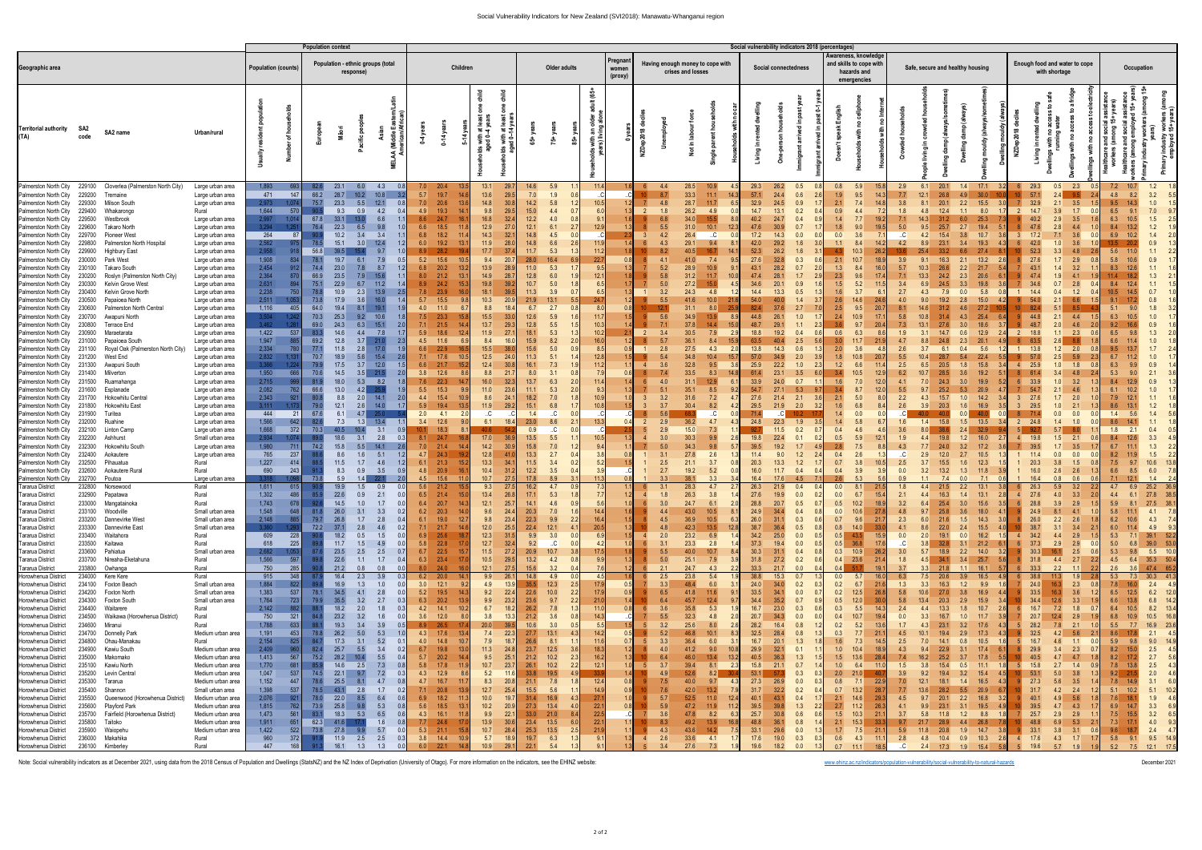| | | | | Population context | | | | | | | Children | | | | | Older adults | | | | Pregnant women (proxy) | Having enough money to cope with crises and losses | | | | | Social connectedness | | | | Awareness, knowledge and skills to cope with hazards and emergencies | | | Safe, secure and healthy housing | | | | | | Enough food and water to cope with shortage | | | | | Occupation | | | |
|---|---|---|---|---|---|---|---|---|---|---|---|---|---|---|---|---|---|---|---|---|---|---|---|---|---|---|---|---|---|---|---|---|---|---|---|---|---|---|---|---|---|---|---|---|---|---|---|
| Territorial authority (TA) | SA2 code | SA2 name | Urban/rural | Usually resident population | Number of households | European | Māori | Pacific peoples | Asian | MELAA (Middle Eastern/Latin American/African) | 0-4 years | 0-14 years | 5-14 years | Households with at least one child aged 0-4 years | Households with at least one child aged 0-14 years | 65+ years | 75+ years | 85+ years | Households with an older adult (65+ years) living alone | 0 years | NZDep2018 deciles | Unemployed | Not in labour force | Single parent households | Households with no car | Living in rented dwelling | One-person households | Immigrant arrived in past year | Immigrant arrived in past 0-5 years | Doesn't speak English | Households with no cellphone | Households with no Internet | Crowded households | People living in crowded households | Dwelling damp (always/sometimes) | Dwelling damp (always) | Dwelling mouldy (always/sometimes) | Dwelling mouldy (always) | NZDep2018 deciles | Living in rented dwelling | Dwellings with no access to safe running water | Dwellings with no access to a fridge | Dwellings with no access to electricity | Healthcare and social assistance workers (among 15+ years) | Healthcare and social assistance workers (among employed 15+ years) | Primary industry workers (among 15+ years) | Primary industry workers (among employed 15+ years) |
| Palmerston North City | 229100 | Cloverlea (Palmerston North City) | Large urban area | 1,893 | 693 | 82.6 | 23.1 | 6.0 | 4.3 | 0.8 | 7.0 | 20.4 | 13.5 | 13.1 | 29.7 | 14.6 | 5.9 | 1.1 | 11.4 | 1.6 | 6 | 4.4 | 28.5 | 10.9 | 4.5 | 29.3 | 28.2 | 0.5 | 0.8 | 0.8 | 5.9 | 15.8 | 2.9 | 6.1 | 20.1 | 1.4 | 17.1 | 3.2 | 6 | 29.3 | 0.5 | 2.3 | 0.5 | 7.2 | 10.7 | 1.2 | 1.8 |
| Palmerston North City | 229200 | Tremaine | Large urban area | 471 | 147 | 66.2 | 28.7 | 10.2 | 10.8 | 3.2 | 5.7 | 19.7 | 14.6 | 13.6 | 29.5 | 7.0 | 1.9 | 0.6 | ..C | ..C | 10 | 8.7 | 33.3 | 11.1 | 14.3 | 57.1 | 24.4 | 0.6 | 2.6 | 1.9 | 9.5 | 14.3 | 7.7 | 12.1 | 26.8 | 4.9 | 30.0 | 10.0 | 10 | 57.1 | 2.4 | 9.5 | 2.4 | 4.8 | 8.2 | 3.2 | 5.5 |
| Palmerston North City | 229300 | Milson South | Large urban area | 2,973 | 1,074 | 75.7 | 23.3 | 5.5 | 12.1 | 0.8 | 7.0 | 20.6 | 13.6 | 14.8 | 30.8 | 14.2 | 5.8 | 1.2 | 10.5 | 1.2 | 7 | 4.8 | 28.7 | 11.7 | 6.5 | 32.9 | 24.5 | 0.9 | 1.7 | 2.1 | 7.4 | 14.8 | 3.8 | 8.1 | 20.1 | 2.2 | 15.5 | 3.0 | 7 | 32.9 | 2.1 | 3.5 | 1.5 | 9.5 | 14.3 | 1.0 | 1.5 |
| Palmerston North City | 229400 | Whakarongo | Rural | 1,644 | 570 | 90.5 | 9.3 | 0.9 | 4.2 | 0.4 | 4.9 | 19.3 | 14.1 | 9.8 | 29.5 | 15.0 | 4.4 | 0.7 | 6.0 | 1.3 | 2 | 1.8 | 26.2 | 4.9 | 0.0 | 14.7 | 13.1 | 0.2 | 0.4 | 0.9 | 4.4 | 7.2 | 1.8 | 4.8 | 12.4 | 1.1 | 8.0 | 1.7 | 2 | 14.7 | 3.9 | 1.7 | 0.0 | 6.5 | 9.1 | 7.0 | 9.7 |
| Palmerston North City | 229500 | Westbrook | Large urban area | 2,997 | 1,014 | 67.8 | 33.1 | 13.0 | 6.6 | 1.1 | 8.6 | 24.7 | 16.1 | 16.8 | 32.4 | 12.2 | 4.0 | 0.8 | 9.1 | 1.6 | 9 | 6.8 | 34.0 | 15.5 | 8.0 | 40.2 | 24.7 | 0.4 | 0.9 | 1.4 | 7.7 | 19.2 | 7.1 | 14.3 | 31.2 | 6.0 | 25.3 | 7.3 | 9 | 40.2 | 2.9 | 3.5 | 1.6 | 6.3 | 10.5 | 1.5 | 2.5 |
| Palmerston North City | 229600 | Takaro North | Large urban area | 3,294 | 1,251 | 76.4 | 22.3 | 6.5 | 9.8 | 1.0 | 6.8 | 18.5 | 11.8 | 12.9 | 27.0 | 12.1 | 6.1 | 2.7 | 12.9 | 1.3 | 8 | 5.5 | 31.0 | 10.1 | 12.3 | 47.6 | 30.9 | 0.7 | 1.7 | 1.8 | 9.0 | 19.5 | 5.0 | 9.5 | 25.7 | 2.7 | 19.4 | 5.1 | 8 | 47.6 | 2.8 | 4.4 | 1.0 | 8.4 | 13.2 | 1.2 | 1.9 |
| Palmerston North City | 229700 | Pioneer West | Large urban area | 264 | 87 | 90.9 | 10.2 | 3.4 | 3.4 | 1.1 | 6.8 | 18.2 | 11.4 | 14.3 | 32.1 | 14.8 | 4.5 | 0.0 | ..C | 2.3 | 3 | 4.2 | 26.4 | ..C | 0.0 | 17.2 | 14.3 | 0.0 | 0.0 | 0.0 | 3.6 | 7.1 | ..C | 4.2 | 15.4 | 3.8 | 10.7 | 3.8 | 3 | 17.2 | 7.1 | 3.6 | 0.0 | 6.9 | 10.2 | 1.4 | 2.0 |
| Palmerston North City | 229800 | Palmerston North Hospital | Large urban area | 2,562 | 975 | 78.5 | 15.1 | 3.0 | 12.4 | 1.2 | 6.0 | 19.2 | 13.1 | 11.9 | 28.0 | 14.8 | 6.6 | 2.6 | 11.9 | 1.4 | 6 | 4.3 | 29.1 | 9.4 | 8.1 | 42.0 | 29.2 | 1.6 | 3.0 | 1.1 | 8.4 | 14.2 | 4.2 | 8.9 | 23.1 | 3.4 | 19.3 | 4.3 | 6 | 42.0 | 1.0 | 3.6 | 1.0 | 13.5 | 20.2 | 0.9 | 1.3 |
| Palmerston North City | 229900 | Highbury East | Large urban area | 2,958 | 918 | 58.8 | 39.5 | 15.4 | 9.7 | 1.0 | 8.9 | 28.2 | 19.4 | 17.7 | 37.4 | 11.7 | 5.3 | 1.3 | 11.2 | 1.8 | 10 | 8.2 | 40.5 | 16.7 | 14.1 | 52.3 | 26.2 | 1.6 | 3.1 | 4.3 | 10.3 | 26.2 | 13.6 | 25.4 | 33.2 | 6.8 | 27.4 | 8.1 | 10 | 52.3 | 3.3 | 4.8 | 2.6 | 5.6 | 11.0 | 1.1 | 2.2 |
| Palmerston North City | 230000 | Park West | Large urban area | 1,908 | 834 | 78.1 | 19.7 | 6.1 | 7.9 | 0.5 | 5.2 | 15.6 | 10.5 | 9.4 | 20.7 | 28.0 | 16.4 | 6.9 | 22.7 | 0.8 | 8 | 4.1 | 41.0 | 7.4 | 9.5 | 27.6 | 32.8 | 0.3 | 0.6 | 2.1 | 10.7 | 18.9 | 3.9 | 9.1 | 16.3 | 2.1 | 13.2 | 2.6 | 8 | 27.6 | 1.7 | 2.9 | 0.8 | 5.8 | 10.6 | 0.9 | 1.7 |
| Palmerston North City | 230100 | Takaro South | Large urban area | 2,454 | 912 | 74.4 | 23.0 | 7.8 | 8.7 | 1.2 | 6.8 | 20.2 | 13.2 | 13.9 | 28.9 | 11.0 | 5.3 | 1.7 | 9.5 | 1.5 | 7 | 5.2 | 28.9 | 10.9 | 9.1 | 43.1 | 28.2 | 0.7 | 2.0 | 1.3 | 8.4 | 16.0 | 5.7 | 10.3 | 26.6 | 2.2 | 21.7 | 5.4 | 7 | 43.1 | 1.4 | 3.2 | 1.1 | 8.3 | 12.6 | 1.1 | 1.6 |
| Palmerston North City | 230200 | Roslyn (Palmerston North City) | Large urban area | 2,364 | 870 | 66.9 | 23.5 | 7.9 | 15.6 | 1.1 | 8.0 | 21.2 | 13.1 | 14.9 | 28.7 | 12.8 | 6.0 | 1.9 | 12.1 | 1.8 | 9 | 5.8 | 31.2 | 11.7 | 10.0 | 47.4 | 28.1 | 1.7 | 2.9 | 2.3 | 9.6 | 17.4 | 7.1 | 13.3 | 24.2 | 2.3 | 20.6 | 6.1 | 9 | 47.4 | 1.9 | 4.1 | 1.9 | 11.4 | 18.2 | 1.3 | 2.1 |
| Palmerston North City | 230300 | Kelvin Grove West | Large urban area | 2,631 | 894 | 75.1 | 22.9 | 6.7 | 11.2 | 1.4 | 8.9 | 24.2 | 15.3 | 19.8 | 39.2 | 10.7 | 5.0 | 1.8 | 6.5 | 1.7 | 7 | 5.0 | 27.2 | 15.0 | 4.5 | 34.6 | 20.1 | 0.9 | 1.6 | 1.5 | 5.2 | 11.5 | 3.4 | 6.9 | 24.5 | 3.3 | 19.8 | 3.6 | 7 | 34.6 | 0.7 | 2.8 | 0.4 | 8.4 | 12.4 | 1.1 | 1.5 |
| Palmerston North City | 230400 | Kelvin Grove North | Large urban area | 2,238 | 750 | 78.8 | 10.9 | 2.3 | 13.9 | 2.5 | 7.8 | 23.9 | 16.0 | 18.1 | 39.5 | 11.3 | 3.9 | 0.7 | 6.5 | 1.3 | 3 | 3.2 | 24.3 | 4.8 | 1.2 | 14.4 | 13.3 | 0.5 | 1.3 | 1.6 | 3.7 | 6.1 | 2.7 | 4.3 | 7.9 | 0.0 | 5.8 | 0.8 | 3 | 14.4 | 0.4 | 1.2 | 0.4 | 10.5 | 14.5 | 0.7 | 1.0 |
| Palmerston North City | 230500 | Papaioea North | Large urban area | 2,511 | 1,053 | 73.6 | 17.9 | 3.6 | 16.0 | 1.4 | 5.7 | 15.5 | 9.8 | 10.3 | 20.9 | 21.9 | 13.1 | 5.5 | 24.7 | 1.2 | 9 | 5.5 | 41.6 | 10.0 | 21.6 | 54.0 | 40.0 | 1.4 | 3.7 | 2.6 | 14.6 | 24.6 | 4.0 | 9.0 | 19.2 | 2.8 | 15.0 | 4.2 | 9 | 54.0 | 2.1 | 6.8 | 1.5 | 9.1 | 17.2 | 0.8 | 1.6 |
| Palmerston North City | 230600 | Palmerston North Central | Large urban area | 1,116 | 405 | 64.0 | 19.4 | 8.1 | 19.1 | 1.9 | 4.0 | 11.0 | 6.7 | 8.8 | 18.4 | 6.7 | 2.7 | 0.8 | 8.0 | 0.8 | 10 | 12.1 | 31.1 | 8.0 | 25.9 | 82.4 | 37.6 | 2.7 | 7.0 | 2.5 | 9.5 | 20.7 | 8.1 | 14.6 | 31.2 | 4.6 | 27.2 | 10.5 | 10 | 82.4 | 5.1 | 8.5 | 4.3 | 5.1 | 9.0 | 1.8 | 3.2 |
| Palmerston North City | 230700 | Awapuni North | Large urban area | 3,504 | 1,242 | 70.3 | 25.3 | 9.2 | 10.6 | 1.8 | 7.5 | 23.3 | 15.8 | 15.5 | 33.0 | 12.6 | 5.9 | 1.6 | 11.7 | 1.5 | 9 | 5.6 | 34.9 | 13.9 | 8.9 | 44.8 | 26.1 | 1.0 | 1.7 | 2.4 | 10.9 | 17.1 | 5.8 | 10.8 | 31.4 | 4.3 | 25.4 | 6.4 | 9 | 44.8 | 2.1 | 4.4 | 1.5 | 6.3 | 10.5 | 1.0 | 1.7 |
| Palmerston North City | 230800 | Terrace End | Large urban area | 3,462 | 1,281 | 69.0 | 24.3 | 6.3 | 15.1 | 2.0 | 7.1 | 21.5 | 14.4 | 13.7 | 29.3 | 12.8 | 5.5 | 1.5 | 10.3 | 1.4 | 9 | 7.1 | 37.8 | 14.4 | 15.0 | 48.7 | 29.1 | 1.1 | 2.3 | 3.6 | 9.7 | 20.4 | 7.3 | 13.1 | 27.6 | 3.0 | 18.6 | 5.7 | 9 | 48.7 | 2.0 | 4.8 | 2.0 | 9.2 | 16.6 | 0.9 | 1.6 |
| Palmerston North City | 230900 | Maeaelarata | Large urban area | 1,422 | 537 | 83.3 | 14.6 | 4.4 | 7.8 | 1.7 | 5.9 | 18.6 | 12.4 | 11.9 | 27.1 | 18.1 | 5.3 | 1.3 | 10.2 | 2.1 | 2 | 3.4 | 30.5 | 7.9 | 2.9 | 18.8 | 19.2 | 0.4 | 0.6 | 0.6 | 6.3 | 8.6 | 1.9 | 3.1 | 14.7 | 0.6 | 12.9 | 2.4 | 2 | 18.8 | 1.1 | 2.3 | 0.6 | 8.5 | 9.8 | 1.3 | 2.0 |
| Palmerston North City | 231000 | Papaioea South | Large urban area | 1,947 | 885 | 69.2 | 12.8 | 3.7 | 21.0 | 2.3 | 4.5 | 11.6 | 7.0 | 8.4 | 16.0 | 15.9 | 8.2 | 2.0 | 16.0 | 1.2 | 8 | 5.7 | 36.1 | 8.4 | 15.9 | 63.5 | 40.4 | 2.5 | 5.6 | 3.0 | 11.7 | 21.9 | 4.7 | 8.8 | 24.8 | 2.3 | 20.1 | 4.9 | 8 | 63.5 | 2.6 | 8.8 | 1.8 | 6.6 | 11.4 | 1.0 | 1.8 |
| Palmerston North City | 231100 | Royal Oak (Palmerston North City) | Large urban area | 2,334 | 780 | 77.1 | 11.8 | 2.8 | 17.0 | 1.9 | 6.8 | 22.9 | 16.5 | 15.5 | 38.0 | 15.6 | 5.0 | 0.9 | 8.5 | 0.9 | 1 | 2.8 | 27.5 | 4.3 | 2.0 | 13.8 | 14.3 | 0.6 | 1.3 | 2.0 | 3.6 | 4.8 | 2.6 | 3.7 | 6.1 | 0.4 | 5.6 | 1.2 | 1 | 13.8 | 1.2 | 2.0 | 0.8 | 9.5 | 13.7 | 1.7 | 2.4 |
| Palmerston North City | 231200 | West End | Large urban area | 2,832 | 1,131 | 70.1 | 18.9 | 5.6 | 15.4 | 2.6 | 7.7 | 17.6 | 10.5 | 12.5 | 24.0 | 11.3 | 5.1 | 1.4 | 12.8 | 1.5 | 9 | 5.4 | 34.8 | 10.4 | 15.7 | 57.0 | 34.9 | 2.0 | 3.9 | 1.8 | 10.8 | 20.7 | 5.5 | 10.4 | 28.5 | 5.4 | 22.4 | 5.3 | 9 | 57.0 | 2.5 | 5.9 | 2.3 | 6.7 | 11.2 | 1.0 | 1.7 |
| Palmerston North City | 231300 | Awapuni South | Large urban area | 3,366 | 1,224 | 79.9 | 17.5 | 3.7 | 12.0 | 1.5 | 6.6 | 21.7 | 15.2 | 12.4 | 30.8 | 16.1 | 7.3 | 1.9 | 11.2 | 1.1 | 4 | 3.6 | 32.8 | 9.5 | 3.6 | 25.9 | 22.2 | 1.0 | 2.3 | 1.2 | 6.6 | 11.4 | 2.5 | 6.5 | 20.5 | 1.8 | 15.8 | 3.4 | 4 | 25.9 | 1.0 | 1.8 | 0.8 | 6.3 | 9.9 | 0.9 | 1.4 |
| Palmerston North City | 231400 | Milverton | Large urban area | 1,950 | 666 | 70.6 | 14.5 | 3.5 | 21.5 | 2.0 | 3.8 | 12.6 | 8.6 | 8.8 | 21.7 | 8.0 | 3.1 | 0.8 | 7.9 | 0.6 | 8 | 7.4 | 33.5 | 8.3 | 14.8 | 61.4 | 23.1 | 3.5 | 6.0 | 3.4 | 10.5 | 12.9 | 6.2 | 10.7 | 28.5 | 3.6 | 19.2 | 5.1 | 8 | 61.4 | 3.4 | 4.8 | 2.4 | 5.3 | 9.0 | 2.1 | 3.6 |
| Palmerston North City | 231500 | Ruamahanga | Large urban area | 2,715 | 999 | 81.9 | 18.0 | 5.3 | 5.2 | 1.8 | 7.6 | 22.3 | 14.7 | 16.0 | 32.3 | 13.7 | 6.3 | 2.0 | 11.4 | 1.4 | 4 | 4.0 | 31.1 | 12.9 | 6.1 | 33.9 | 24.0 | 0.7 | 1.1 | 1.6 | 7.0 | 12.0 | 4.1 | 7.0 | 24.3 | 3.0 | 19.9 | 5.2 | 4 | 33.9 | 1.0 | 3.2 | 1.3 | 8.4 | 12.9 | 0.9 | 1.3 |
| Palmerston North City | 231600 | Esplanade | Large urban area | 2,082 | 762 | 66.6 | 13.0 | 4.2 | 25.8 | 1.9 | 5.5 | 15.3 | 9.9 | 11.0 | 23.6 | 11.1 | 5.3 | 2.0 | 9.3 | 1.3 | 7 | 5.1 | 35.1 | 8.5 | 9.2 | 54.7 | 27.1 | 5.3 | 9.7 | 3.6 | 7.0 | 12.0 | 5.5 | 9.7 | 25.2 | 5.3 | 20.9 | 4.7 | 7 | 54.7 | 2.1 | 4.8 | 1.1 | 6.1 | 10.2 | 1.7 | 2.8 |
| Palmerston North City | 231700 | Hokowhitu Central | Large urban area | 2,343 | 921 | 80.8 | 8.8 | 2.0 | 14.1 | 2.0 | 4.4 | 15.4 | 10.9 | 8.6 | 24.1 | 18.2 | 7.0 | 1.8 | 10.9 | 1.0 | 3 | 3.2 | 31.6 | 7.2 | 4.7 | 27.6 | 21.4 | 2.1 | 3.6 | 2.1 | 5.0 | 8.0 | 2.2 | 4.3 | 15.7 | 1.0 | 14.2 | 3.4 | 3 | 27.6 | 1.7 | 2.0 | 1.0 | 7.9 | 12.1 | 1.1 | 1.6 |
| Palmerston North City | 231800 | Hokowhitu East | Large urban area | 3,111 | 1,173 | 79.0 | 12.1 | 2.6 | 14.0 | 1.7 | 5.9 | 19.4 | 13.5 | 11.9 | 29.2 | 15.1 | 6.8 | 1.7 | 10.8 | 1.5 | 3 | 3.7 | 30.4 | 8.2 | 4.2 | 29.5 | 21.9 | 2.0 | 3.2 | 1.6 | 6.8 | 8.4 | 2.6 | 3.9 | 20.3 | 1.6 | 16.9 | 3.5 | 3 | 29.5 | 1.0 | 2.1 | 1.0 | 6.6 | 13.1 | 1.2 | 1.8 |
| Palmerston North City | 231900 | Turitea | Large urban area | 444 | 21 | 67.6 | 6.1 | 4.7 | 25.0 | 5.4 | 2.0 | 4.1 | 2.0 | ..C | ..C | 1.4 | ..C | 0.0 | ..C | ..C | | 5.6 | 68.3 | ..C | 0.0 | 71.4 | ..C | 10.2 | 17.6 | 1.4 | 0.0 | 0.0 | ..C | 40.0 | 40.0 | 0.0 | 40.0 | 0.0 | | 71.4 | 0.0 | 0.0 | 0.0 | 1.4 | 5.6 | 1.4 | 5.6 |
| Palmerston North City | 232000 | Ruahine | Large urban area | 1,566 | 642 | 82.6 | 7.3 | 1.3 | 13.4 | 1.1 | 3.4 | 12.6 | 9.0 | 6.1 | 18.4 | 23.0 | 8.6 | 2.1 | 13.3 | 0.4 | 2 | 2.9 | 36.2 | 4.7 | 4.3 | 24.8 | 22.3 | 1.9 | 3.5 | 1.4 | 5.8 | 6.7 | 1.6 | 1.4 | 15.8 | 1.5 | 13.5 | 3.4 | 2 | 24.8 | 1.4 | 1.0 | 0.0 | 8.6 | 14.1 | 1.1 | 1.8 |
| Palmerston North City | 232100 | Linton Camp | Large urban area | 1,668 | 372 | 70.3 | 40.5 | 10.4 | 3.1 | 0.9 | 10.1 | 18.3 | 8.1 | 40.6 | 54.2 | 0.9 | ..C | 0.0 | ..C | 2.5 | 5 | 2.9 | 15.0 | 7.3 | 1.1 | 92.7 | 11.5 | 0.2 | 0.7 | 0.4 | 4.6 | 4.6 | 3.6 | 8.0 | 38.6 | 2.4 | 32.9 | 9.4 | 5 | 92.7 | 5.7 | 8.0 | 1.1 | 1.8 | 2.1 | 0.4 | 0.5 |
| Palmerston North City | 232200 | Ashhurst | Small urban area | 2,934 | 1,074 | 89.0 | 18.6 | 3.1 | 2.8 | 0.3 | 8.1 | 24.7 | 16.6 | 17.0 | 36.9 | 13.5 | 5.5 | 1.1 | 10.5 | 1.3 | 4 | 3.0 | 30.3 | 9.9 | 2.6 | 19.8 | 22.4 | 0.1 | 0.2 | 0.5 | 5.9 | 12.1 | 1.6 | 4.4 | 19.8 | 1.2 | 16.0 | 2.7 | 4 | 19.8 | 1.5 | 2.1 | 0.6 | 8.4 | 12.6 | 3.3 | 4.9 |
| Palmerston North City | 232300 | Hokowhitu South | Large urban area | 1,980 | 711 | 74.2 | 15.8 | 5.5 | 14.1 | 2.6 | 7.0 | 21.4 | 14.4 | 14.2 | 30.9 | 15.8 | 7.0 | 1.2 | 9.4 | 1.1 | 5 | 5.0 | 34.3 | 9.8 | 5.7 | 39.5 | 19.2 | 1.7 | 4.9 | 2.8 | 7.5 | 8.8 | 4.3 | 7.7 | 24.0 | 3.2 | 17.2 | 3.6 | 5 | 39.5 | 1.7 | 3.5 | 1.7 | 6.7 | 11.1 | 1.3 | 2.2 |
| Palmerston North City | 232400 | Aokautere | Large urban area | 765 | 237 | 88.6 | 8.6 | 1.6 | 5.1 | 1.2 | 4.7 | 24.3 | 19.2 | 12.8 | 41.0 | 13.3 | 2.7 | 0.4 | 3.8 | 0.8 | 1 | 3.1 | 27.8 | 2.6 | 1.3 | 11.4 | 9.0 | 1.2 | 2.4 | 0.4 | 2.6 | 1.3 | ..C | 2.9 | 12.0 | 2.7 | 10.5 | 1.3 | 1 | 11.4 | 0.0 | 0.0 | 0.0 | 8.2 | 11.9 | 1.5 | 2.2 |
| Palmerston North City | 232500 | Pihautua | Rural | 1,227 | 414 | 88.5 | 11.5 | 1.7 | 4.6 | 1.2 | 6.1 | 21.3 | 15.2 | 13.3 | 34.1 | 11.5 | 3.4 | 0.2 | 5.2 | 1.5 | 2 | 2.5 | 21.1 | 3.7 | 0.8 | 20.3 | 13.3 | 1.2 | 1.7 | 0.7 | 3.8 | 10.5 | 2.5 | 3.7 | 15.5 | 1.6 | 12.3 | 1.5 | 2 | 20.3 | 3.8 | 1.5 | 0.8 | 7.5 | 9.7 | 10.6 | 13.8 |
| Palmerston North City | 232600 | Aokautere Rural | Rural | 690 | 243 | 91.3 | 8.3 | 0.9 | 3.5 | 0.9 | 4.8 | 20.9 | 16.1 | 10.4 | 31.2 | 12.2 | 3.5 | 0.4 | 3.9 | ..C | 1 | 2.7 | 19.2 | 5.2 | 0.0 | 16.0 | 11.7 | 0.4 | 0.4 | 0.4 | 3.9 | 3.9 | 0.0 | 3.2 | 13.2 | 1.3 | 11.8 | 3.9 | 1 | 16.0 | 2.6 | 2.6 | 1.3 | 6.5 | 8.5 | 6.0 | 7.8 |
| Palmerston North City | 232700 | Poutoa | Large urban area | 3,318 | 1,098 | 73.8 | 5.9 | 1.4 | 22.1 | 2.0 | 4.5 | 15.6 | 11.0 | 10.7 | 27.5 | 17.8 | 8.9 | 3.1 | 11.3 | 0.8 | 1 | 3.3 | 38.1 | 3.3 | 3.4 | 16.4 | 17.6 | 4.5 | 7.1 | 2.6 | 5.3 | 5.6 | 0.9 | 1.1 | 7.4 | 0.0 | 7.1 | 0.6 | 1 | 16.4 | 0.8 | 0.6 | 0.6 | 7.1 | 12.1 | 1.4 | 2.4 |
| Tararua District | 232800 | Norsewood | Rural | 1,611 | 615 | 90.9 | 19.9 | 1.5 | 0.9 | 0.0 | 5.6 | 21.2 | 15.5 | 9.3 | 27.5 | 16.2 | 4.7 | 0.9 | 7.3 | 1.1 | 6 | 3.1 | 28.3 | 4.7 | 2.7 | 26.3 | 21.9 | 0.4 | 0.4 | 0.0 | 8.1 | 21.5 | 1.8 | 4.4 | 21.5 | 2.2 | 13.1 | 3.8 | 6 | 26.3 | 5.9 | 3.2 | 2.2 | 4.7 | 6.9 | 25.2 | 36.9 |
| Tararua District | 232900 | Papatawa | Rural | 1,302 | 486 | 85.9 | 22.6 | 0.9 | 2.1 | 0.0 | 6.5 | 21.4 | 15.0 | 13.4 | 26.8 | 17.1 | 5.3 | 1.8 | 7.7 | 1.6 | 5 | 3.4 | 28.1 | 5.8 | 1.8 | 27.6 | 19.9 | 0.0 | 0.2 | 0.0 | 6.7 | 15.4 | 2.1 | 4.4 | 16.3 | 1.4 | 13.1 | 2.8 | 5 | 27.6 | 4.0 | 3.3 | 2.0 | 4.4 | 6.1 | 27.8 | 38.5 |
| Tararua District | 233000 | Mangatainoka | Rural | 1,743 | 678 | 92.8 | 14.5 | 1.0 | 1.7 | 0.0 | 6.4 | 20.7 | 14.3 | 12.1 | 25.7 | 14.2 | 4.8 | 0.9 | 5.6 | 1.2 | 4 | 3.0 | 24.7 | 6.1 | 2.0 | 28.8 | 20.7 | 0.5 | 0.7 | 0.5 | 10.2 | 18.9 | 3.2 | 6.4 | 25.4 | 3.0 | 15.6 | 3.5 | 4 | 28.8 | 5.9 | 2.9 | 1.5 | 5.9 | 8.1 | 27.5 | 38.1 |
| Tararua District | 233100 | Woodville | Small urban area | 1,548 | 648 | 81.8 | 26.0 | 3.1 | 3.3 | 0.2 | 6.2 | 20.3 | 14.0 | 9.6 | 24.4 | 20.3 | 7.0 | 1.6 | 14.4 | 1.6 | 9 | 4.4 | 43.0 | 10.5 | 8.1 | 24.9 | 34.4 | 0.4 | 0.8 | 0.0 | 10.6 | 27.8 | 4.8 | 9.7 | 25.8 | 3.6 | 18.0 | 4.1 | 9 | 24.9 | 8.1 | 4.1 | 1.0 | 5.8 | 11.1 | 4.1 | 7.8 |
| Tararua District | 233200 | Dannevirke West | Small urban area | 2,148 | 885 | 79.7 | 26.8 | 1.7 | 2.8 | 0.4 | 6.1 | 19.0 | 12.7 | 8.9 | 23.4 | 22.3 | 9.9 | 2.2 | 16.4 | 1.5 | 8 | 4.5 | 36.9 | 10.5 | 6.3 | 26.0 | 31.1 | 0.3 | 0.6 | 0.7 | 9.6 | 21.7 | 2.3 | 6.0 | 21.6 | 1.5 | 14.3 | 3.0 | 8 | 26.0 | 2.2 | 2.6 | 1.8 | 6.2 | 10.6 | 4.3 | 7.4 |
| Tararua District | 233300 | Dannevirke East | Small urban area | 3,360 | 1,293 | 72.2 | 37.1 | 2.8 | 4.6 | 0.2 | 7.1 | 21.7 | 14.6 | 12.0 | 25.5 | 22.4 | 12.1 | 4.1 | 20.5 | 1.3 | 10 | 4.8 | 42.3 | 13.5 | 12.8 | 38.7 | 36.4 | 0.5 | 0.8 | 0.8 | 14.0 | 33.0 | 4.1 | 8.6 | 22.0 | 2.4 | 15.5 | 4.0 | 10 | 38.7 | 3.1 | 3.4 | 2.1 | 6.0 | 11.4 | 4.9 | 9.3 |
| Tararua District | 233400 | Waitahora | Rural | 609 | 228 | 88.2 | 18.2 | 0.5 | 1.5 | 0.0 | 6.9 | 25.6 | 18.7 | 12.3 | 31.5 | 9.9 | 3.0 | 0.0 | 6.9 | 1.5 | 4 | 2.0 | 23.2 | 6.9 | 1.4 | 34.2 | 25.0 | 0.0 | 0.5 | 0.5 | 43.5 | 15.9 | 0.0 | 2.0 | 19.1 | 0.0 | 16.2 | 1.5 | 4 | 34.2 | 4.4 | 2.9 | 1.5 | 5.3 | 7.1 | 39.1 | 52.2 |
| Tararua District | 233500 | Kaitawa | Rural | 618 | 225 | 89.8 | 11.7 | 1.5 | 4.9 | 0.0 | 5.8 | 22.8 | 17.0 | 12.7 | 32.4 | 9.2 | ..C | 0.0 | 4.2 | 1.0 | 6 | 3.1 | 23.3 | 2.8 | 1.4 | 37.3 | 19.4 | 0.0 | 0.5 | 0.5 | 36.8 | 17.6 | ..C | 3.8 | 32.8 | 3.1 | 21.2 | 6.1 | 6 | 37.3 | 2.9 | 2.9 | 0.0 | 5.0 | 6.8 | 39.0 | 53.0 |
| Tararua District | 233600 | Pahiatua | Small urban area | 2,682 | 1,053 | 87.6 | 23.5 | 2.5 | 2.5 | 0.7 | 6.7 | 22.5 | 15.7 | 11.5 | 27.2 | 20.9 | 10.7 | 3.8 | 17.5 | 1.8 | 7 | 5.5 | 40.0 | 10.7 | 8.4 | 30.3 | 31.1 | 0.4 | 0.8 | 0.3 | 10.9 | 26.2 | 3.0 | 5.7 | 18.9 | 2.2 | 14.0 | 3.2 | 7 | 30.3 | 16.1 | 2.5 | 0.6 | 5.3 | 9.8 | 5.5 | 10.0 |
| Tararua District | 233700 | Nireaha-Eketahuna | Rural | 1,596 | 597 | 89.8 | 22.6 | 1.1 | 1.7 | 0.4 | 6.3 | 23.4 | 17.0 | 10.5 | 29.5 | 13.2 | 4.2 | 0.8 | 9.6 | 1.7 | 7 | 3.0 | 25.1 | 7.9 | 3.8 | 31.8 | 27.2 | 0.2 | 0.6 | 0.4 | 23.6 | 21.4 | 1.8 | 4.5 | 24.5 | 3.4 | 25.7 | 5.6 | 7 | 31.8 | 4.4 | 2.7 | 2.2 | 4.5 | 6.4 | 35.3 | 50.6 |
| Tararua District | 233800 | Owahanga | Rural | 750 | 285 | 90.8 | 21.2 | 0.8 | 0.8 | 0.0 | 8.0 | 24.0 | 16.0 | 12.1 | 27.5 | 15.6 | 3.2 | 0.4 | 7.6 | 1.2 | 6 | 2.1 | 24.7 | 4.3 | 2.2 | 33.3 | 21.7 | 0.0 | 0.4 | 0.4 | 51.7 | 19.1 | 3.7 | 3.3 | 21.8 | 1.1 | 16.1 | 5.7 | 6 | 33.3 | 2.2 | 1.1 | 2.2 | 2.6 | 3.6 | 47.4 | 65.2 |
| Horowhenua District | 234000 | Kere Kere | Rural | 915 | 348 | 87.9 | 16.4 | 2.3 | 3.9 | 0.3 | 6.2 | 20.0 | 14.1 | 9.9 | 26.1 | 14.8 | 4.9 | 0.0 | 4.5 | 1.6 | 6 | 2.5 | 23.8 | 5.4 | 3.9 | 38.8 | 15.3 | 0.7 | 1.3 | 0.0 | 5.7 | 16.0 | 6.3 | 7.5 | 20.6 | 3.9 | 16.5 | 4.9 | 6 | 38.8 | 11.3 | 1.9 | 2.8 | 5.3 | 7.3 | 30.3 | 41.3 |
| Horowhenua District | 234100 | Foxton Beach | Small urban area | 1,884 | 822 | 89.8 | 16.9 | 1.3 | 1.0 | 0.0 | 3.0 | 12.1 | 9.2 | 4.9 | 13.9 | 35.5 | 12.3 | 2.5 | 17.9 | 0.5 | 7 | 3.3 | 48.4 | 6.0 | 3.1 | 24.0 | 34.0 | 0.2 | 0.3 | 0.2 | 6.7 | 21.6 | 1.3 | 3.3 | 16.3 | 1.2 | 9.9 | 1.6 | 7 | 24.0 | 16.3 | 2.3 | 0.8 | 7.8 | 16.0 | 2.4 | 4.9 |
| Horowhenua District | 234200 | Manakau | Rural | 1,383 | 537 | 79.6 | 34.6 | 6.1 | 2.8 | 0.0 | 5.4 | 19.5 | 14.2 | 9.2 | 22.4 | 22.6 | 10.0 | 2.2 | 17.9 | 0.9 | 6 | 4.5 | 41.8 | 11.6 | 9.1 | 33.5 | 34.1 | 0.0 | 0.7 | 0.2 | 12.5 | 26.8 | 5.8 | 10.6 | 27.0 | 3.8 | 16.9 | 4.4 | 6 | 33.5 | 16.3 | 3.8 | 1.2 | 6.5 | 12.5 | 6.2 | 12.6 |
| Horowhenua District | 234300 | Foxton South | Small urban area | 1,764 | 723 | 79.9 | 35.5 | 3.2 | 2.7 | 0.3 | 6.3 | 20.2 | 13.9 | 9.9 | 23.2 | 23.2 | 9.6 | 2.7 | 21.0 | 1.4 | 10 | 6.4 | 45.7 | 12.4 | 9.7 | 34.4 | 35.2 | 0.7 | 0.9 | 0.5 | 12.0 | 30.0 | 5.8 | 13.4 | 20.3 | 2.9 | 15.9 | 3.4 | 10 | 34.4 | 12.6 | 3.3 | 1.9 | 6.6 | 13.8 | 6.8 | 14.2 |
| Horowhenua District | 234400 | Waitarere | Rural | 2,142 | 882 | 88.1 | 18.2 | 2.0 | 1.8 | 0.3 | 4.2 | 14.1 | 10.2 | 6.7 | 18.2 | 26.4 | 7.8 | 1.3 | 11.0 | 0.8 | 6 | 3.6 | 35.8 | 5.3 | 1.9 | 16.7 | 23.0 | 0.3 | 0.5 | 0.3 | 5.5 | 14.3 | 2.4 | 4.4 | 13.3 | 1.8 | 10.7 | 2.6 | 6 | 16.7 | 7.2 | 1.8 | 0.7 | 8.4 | 10.5 | 8.2 | 13.4 |
| Horowhenua District | 234500 | Waikawa (Horowhenua District) | Rural | 750 | 321 | 84.4 | 23.2 | 3.2 | 1.6 | 0.0 | 3.6 | 12.0 | 8.0 | 3.8 | 13.3 | 21.2 | 3.6 | 1.6 | 19.6 | 0.8 | 6 | 4.6 | 32.5 | 4.8 | 1.9 | 20.7 | 34.3 | 0.0 | 0.0 | 0.4 | 11.9 | 19.4 | 0.0 | 3.3 | 16.7 | 1.0 | 17.7 | 3.9 | 6 | 20.7 | 12.4 | 2.9 | 1.9 | 6.8 | 10.9 | 10.5 | 16.8 |
| Horowhenua District | 234600 | Miranui | Rural | 1,788 | 633 | 86.1 | 19.3 | 3.4 | 3.9 | 0.5 | 8.9 | 26.5 | 17.4 | 20.0 | 39.5 | 10.6 | 3.0 | 0.5 | 5.5 | 1.5 | 5 | 3.2 | 25.6 | 8.0 | 2.6 | 28.2 | 16.4 | 0.8 | 1.2 | 0.2 | 5.2 | 13.6 | 1.7 | 4.3 | 23.1 | 3.2 | 17.6 | 4.3 | 5 | 28.2 | 7.8 | 2.1 | 1.0 | 5.5 | 7.7 | 16.9 | 23.6 |
| Horowhenua District | 234700 | Donnelly Park | Medium urban area | 1,191 | 453 | 78.8 | 26.2 | 5.0 | 5.3 | 1.0 | 4.3 | 17.6 | 13.4 | 7.4 | 22.3 | 27.7 | 13.1 | 4.3 | 14.2 | 1.2 | 9 | 5.2 | 46.8 | 10.1 | 8.3 | 32.5 | 28.4 | 0.8 | 1.3 | 0.3 | 7.7 | 21.1 | 4.5 | 10.1 | 19.4 | 2.9 | 17.3 | 4.3 | 9 | 32.5 | 4.2 | 5.6 | 2.1 | 8.6 | 17.8 | 2.1 | 4.5 |
| Horowhenua District | 234800 | Ohau-Manakau | Rural | 2,154 | 825 | 84.7 | 17.3 | 3.1 | 5.2 | 0.1 | 4.0 | 14.8 | 10.7 | 7.9 | 18.7 | 26.6 | 8.1 | 1.1 | 11.6 | 0.7 | 5 | 3.3 | 36.4 | 6.0 | 3.1 | 16.7 | 20.1 | 1.3 | 1.8 | 1.6 | 7.3 | 14.5 | 2.5 | 7.0 | 14.1 | 0.8 | 10.5 | 1.6 | 5 | 16.7 | 4.6 | 1.1 | 0.0 | 5.9 | 9.8 | 9.0 | 14.9 |
| Horowhenua District | 234900 | Kawiu South | Medium urban area | 2,409 | 960 | 82.4 | 25.7 | 5.5 | 3.4 | 0.2 | 6.7 | 19.8 | 13.0 | 11.3 | 24.8 | 23.7 | 12.5 | 3.6 | 18.3 | 1.2 | 8 | 4.0 | 41.2 | 9.0 | 10.8 | 29.9 | 32.1 | 0.1 | 1.1 | 1.0 | 10.4 | 18.9 | 4.3 | 9.4 | 22.9 | 3.1 | 17.4 | 6.1 | 8 | 29.9 | 3.4 | 2.3 | 0.7 | 8.2 | 15.0 | 2.5 | 4.5 |
| Horowhenua District | 235000 | Makomako | Medium urban area | 1,413 | 567 | 75.2 | 28.2 | 10.4 | 5.5 | 0.4 | 5.7 | 20.2 | 14.4 | 9.5 | 21.2 | 21.2 | 10.2 | 2.3 | 16.2 | 1.3 | 10 | 6.6 | 46.0 | 13.4 | 13.2 | 40.5 | 36.3 | 1.3 | 1.5 | 1.5 | 13.6 | 28.4 | 7.4 | 16.2 | 25.2 | 3.7 | 17.6 | 5.5 | 10 | 40.5 | 4.7 | 4.7 | 1.8 | 8.2 | 17.5 | 3.0 | 6.3 |
| Horowhenua District | 235100 | Kawiu North | Medium urban area | 1,770 | 681 | 85.9 | 14.6 | 2.5 | 7.3 | 0.8 | 5.8 | 17.8 | 11.9 | 10.7 | 23.7 | 26.1 | 10.2 | 2.2 | 12.1 | 1.0 | 5 | 3.7 | 39.4 | 8.1 | 2.3 | 15.8 | 21.1 | 0.7 | 1.4 | 1.0 | 6.4 | 11.0 | 1.5 | 3.8 | 15.4 | 0.5 | 11.1 | 1.8 | 5 | 15.8 | 2.7 | 1.4 | 0.9 | 7.8 | 13.8 | 2.5 | 4.3 |
| Horowhenua District | 235200 | Levin Central | Medium urban area | 1,047 | 537 | 74.5 | 22.1 | 9.7 | 7.2 | 0.3 | 4.3 | 12.9 | 8.6 | 5.2 | 11.6 | 33.8 | 19.5 | 4.9 | 33.0 | 0.8 | 10 | 4.9 | 52.6 | 8.2 | 20.4 | 53.1 | 57.3 | 0.3 | 0.3 | 2.0 | 21.0 | 40.1 | 3.9 | 9.2 | 19.4 | 3.2 | 15.4 | 4.5 | 10 | 53.1 | 5.0 | 3.8 | 1.3 | 9.2 | 21.5 | 2.0 | 4.6 |
| Horowhenua District | 235300 | Tararua | Medium urban area | 1,152 | 447 | 78.6 | 25.5 | 8.1 | 4.7 | 0.8 | 4.7 | 16.7 | 11.7 | 8.3 | 20.8 | 21.1 | 7.8 | 1.8 | 12.4 | 0.8 | 7 | 4.3 | 40.0 | 9.7 | 4.3 | 27.3 | 29.0 | 0.0 | 0.6 | 0.8 | 7.1 | 22.9 | 7.0 | 12.1 | 18.1 | 1.4 | 16.5 | 4.3 | 7 | 27.3 | 5.6 | 3.5 | 1.4 | 7.8 | 14.9 | 3.1 | 6.0 |
| Horowhenua District | 235400 | Shannon | Small urban area | 1,398 | 537 | 78.5 | 43.1 | 2.8 | 1.7 | 0.2 | 7.1 | 20.8 | 13.9 | 12.7 | 25.4 | 15.5 | 5.6 | 1.1 | 14.9 | 0.9 | 10 | 7.6 | 42.0 | 13.2 | 7.9 | 31.7 | 32.2 | 0.2 | 0.4 | 0.7 | 13.2 | 28.7 | 7.7 | 13.6 | 28.2 | 5.5 | 20.9 | 6.7 | 10 | 31.7 | 4.2 | 2.4 | 1.2 | 5.1 | 10.2 | 5.1 | 10.2 |
| Horowhenua District | 235500 | Queenwood (Horowhenua District) | Medium urban area | 2,076 | 921 | 78.0 | 22.0 | 8.5 | 6.4 | 0.6 | 6.9 | 18.2 | 11.3 | 10.0 | 19.7 | 31.4 | 16.9 | 4.3 | 27.1 | 1.0 | 10 | 5.7 | 52.5 | 11.0 | 12.4 | 40.1 | 43.1 | 0.4 | 1.7 | 2.1 | 14.6 | 29.3 | 4.5 | 9.7 | 20.1 | 2.2 | 16.8 | 3.2 | 10 | 40.1 | 4.9 | 5.8 | 1.7 | 6.9 | 15.4 | 1.9 | 4.2 |
| Horowhenua District | 235600 | Playford Park | Medium urban area | 1,815 | 762 | 73.9 | 25.8 | 9.8 | 5.3 | 0.8 | 5.6 | 18.5 | 13.1 | 10.2 | 20.9 | 27.3 | 13.4 | 4.0 | 22.1 | 1.2 | 9 | 5.9 | 47.2 | 11.9 | 11.2 | 39.5 | 39.8 | 1.3 | 2.2 | 2.7 | 11.2 | 26.3 | 4.1 | 9.9 | 23.1 | 3.1 | 19.5 | 4.6 | 9 | 39.5 | 4.7 | 4.3 | 1.7 | 8.9 | 18.5 | 3.1 | 6.5 |
| Horowhenua District | 235700 | Fairfield (Horowhenua District) | Medium urban area | 1,473 | 591 | 83.1 | 18.3 | 5.3 | 6.5 | 0.6 | 4.3 | 16.1 | 11.8 | 9.9 | 22.1 | 33.0 | 21.0 | 8.4 | 22.5 | ..C | 7 | 3.6 | 47.8 | 8.2 | 6.3 | 25.7 | 30.8 | 0.6 | 0.6 | 1.5 | 10.0 | 21.1 | 3.7 | 5.8 | 11.8 | 1.2 | 8.8 | 1.8 | 7 | 25.7 | 2.9 | 2.9 | 1.1 | 7.5 | 15.5 | 3.2 | 6.5 |
| Horowhenua District | 235800 | Taitoko | Medium urban area | 1,911 | 651 | 62.3 | 41.6 | 17.1 | 1.6 | 0.8 | 7.7 | 24.6 | 17.0 | 13.9 | 30.6 | 23.4 | 13.5 | 6.0 | 28.0 | 1.4 | 10 | 8.3 | 49.2 | 13.9 | 16.8 | 48.8 | 36.1 | 0.4 | 1.2 | 1.5 | 15.3 | 33.3 | 9.7 | 21.7 | 28.9 | 4.4 | 26.8 | 7.8 | 10 | 48.8 | 6.9 | 5.3 | 2.1 | 7.3 | 17.1 | 4.0 | 9.3 |
| Horowhenua District | 235900 | Waiopehu | Medium urban area | 1,422 | 522 | 73.8 | 27.8 | 9.9 | 5.7 | 0.0 | 5.3 | 21.1 | 15.8 | 10.7 | 28.4 | 25.3 | 13.5 | 2.5 | 21.9 | 1.1 | 9 | 4.3 | 43.6 | 14.2 | 7.5 | 33.1 | 29.6 | 0.0 | 1.3 | 0.8 | 11.7 | 25.1 | 5.9 | 11.8 | 20.8 | 1.9 | 17.2 | 3.9 | 9 | 33.1 | 3.8 | 3.1 | 0.6 | 9.6 | 18.7 | 2.4 | 4.7 |
| Horowhenua District | 236000 | Makahika | Rural | 960 | 372 | 91.9 | 11.9 | 2.5 | 2.5 | 0.3 | 3.8 | 14.4 | 10.9 | 5.7 | 18.9 | 19.7 | 6.3 | 1.3 | 9.1 | 1.3 | 4 | 2.6 | 33.6 | 4.1 | 1.7 | 17.6 | 19.0 | 0.3 | 0.3 | 0.6 | 4.3 | 11.1 | 2.8 | 4.8 | 10.4 | 0.9 | 10.3 | 2.6 | 4 | 17.6 | 4.3 | 1.7 | 1.7 | 5.8 | 9.1 | 9.9 | 14.9 |
| Horowhenua District | 236100 | Kimberley | Rural | 447 | 168 | 91.3 | 16.1 | 1.3 | 1.3 | 0.0 | 6.0 | 22.1 | 16.1 | 10.9 | 29.1 | 22.1 | 5.4 | 1.3 | 9.1 | 1.3 | 4 | 1.6 | 31.7 | 7.3 | 1.9 | 19.6 | 18.2 | 0.0 | 1.3 | 0.7 | 11.1 | 18.5 | 2.4 | 2.4 | 17.3 | 1.9 | 15.4 | 5.8 | 4 | 19.6 | 5.7 | 1.9 | 0.0 | 5.2 | 7.5 | 12.1 | 17.5 |

Note: Social vulnerability indicators are at December 2021, using data from the 2018 Census of Population and Dwellings (StatsNZ) and the NZ Index of Deprivation (University of Otago). For more information on the indicators, see the EHINZ website: www.ehinz.ac.nz/indicators/population-vulnerability/social-vulnerability-to-natural-hazards

December 2021